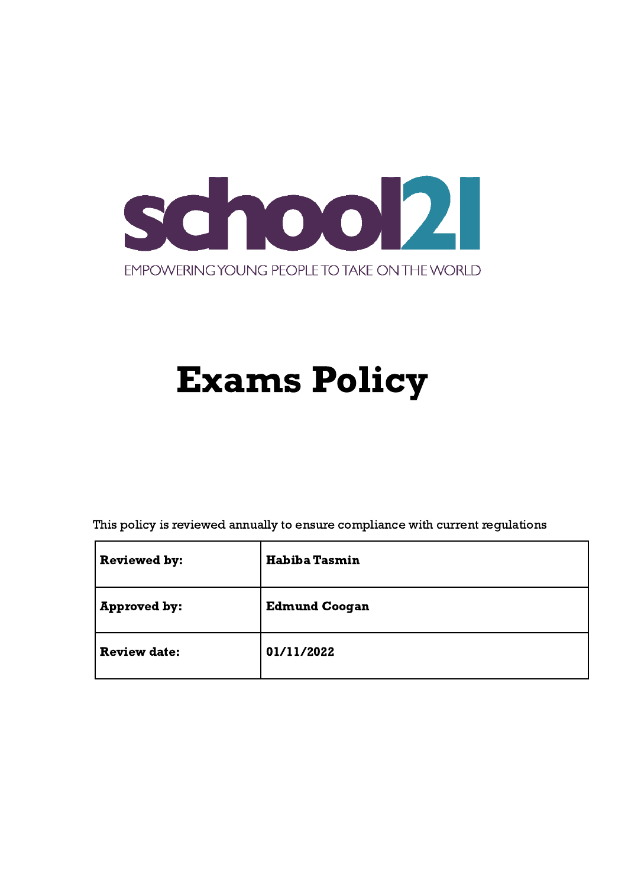school21

EMPOWERING YOUNG PEOPLE TO TAKE ON THE WORLD

# Exams Policy

This policy is reviewed annually to ensure compliance with current regulations

| **Reviewed by:** | **Habiba Tasmin** |
|---|---|
| **Approved by:** | **Edmund Coogan** |
| **Review date:** | **01/11/2022** |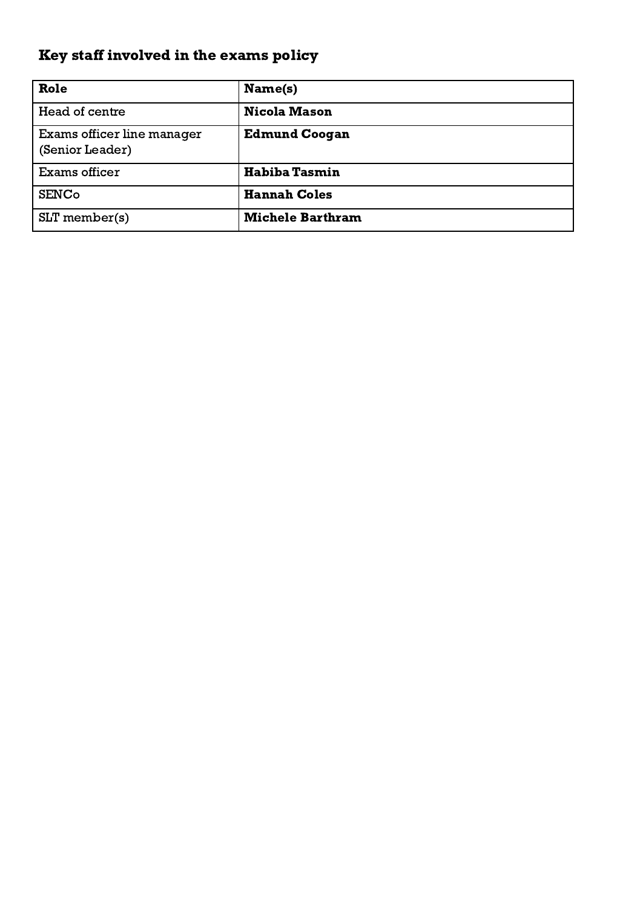## Key staff involved in the exams policy

| Role | Name(s) |
| --- | --- |
| Head of centre | **Nicola Mason** |
| Exams officer line manager (Senior Leader) | **Edmund Coogan** |
| Exams officer | **Habiba Tasmin** |
| SENCo | **Hannah Coles** |
| SLT member(s) | **Michele Barthram** |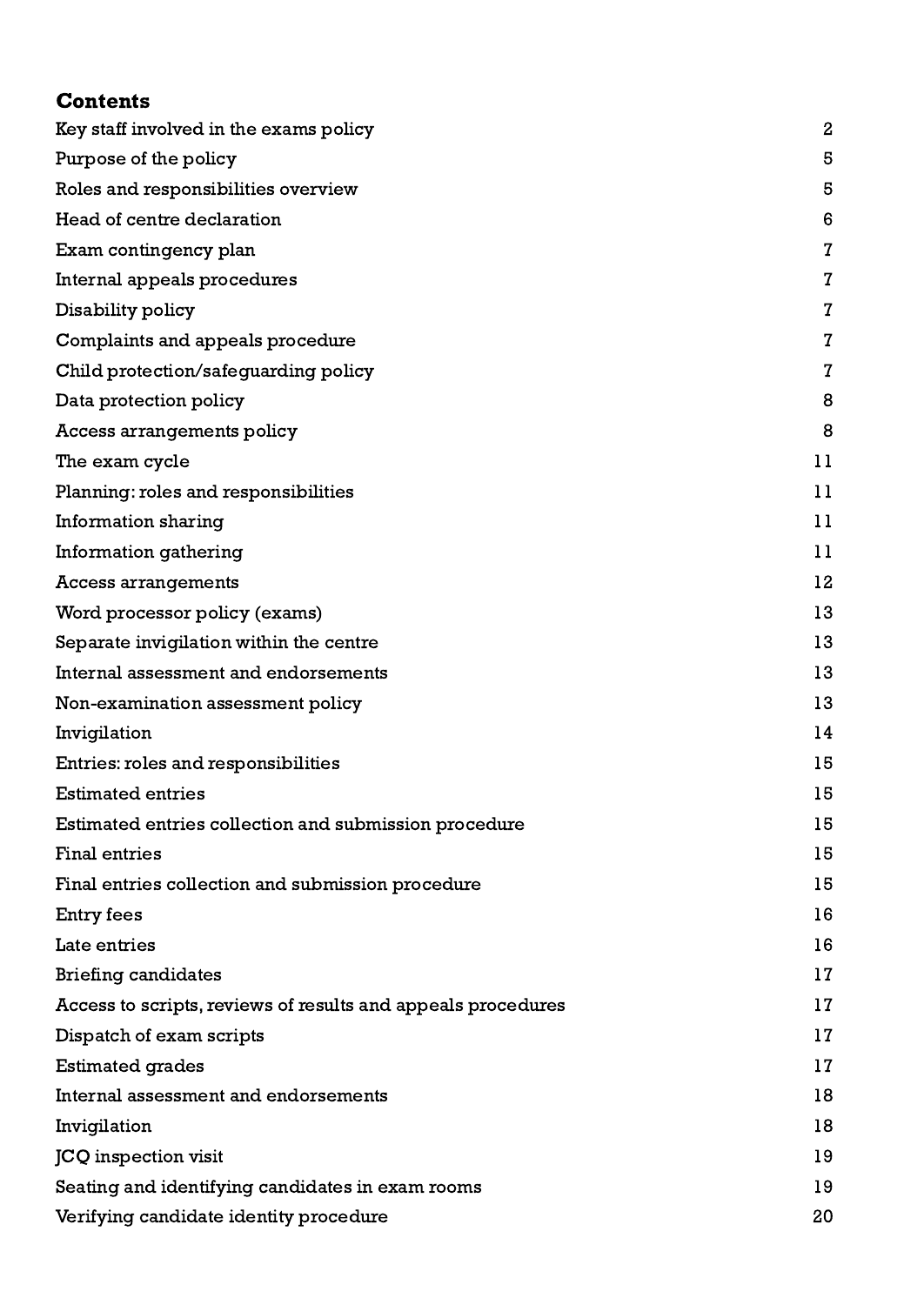## Contents

| | |
|---|---|
| Key staff involved in the exams policy | 2 |
| Purpose of the policy | 5 |
| Roles and responsibilities overview | 5 |
| Head of centre declaration | 6 |
| Exam contingency plan | 7 |
| Internal appeals procedures | 7 |
| Disability policy | 7 |
| Complaints and appeals procedure | 7 |
| Child protection/safeguarding policy | 7 |
| Data protection policy | 8 |
| Access arrangements policy | 8 |
| The exam cycle | 11 |
| Planning: roles and responsibilities | 11 |
| Information sharing | 11 |
| Information gathering | 11 |
| Access arrangements | 12 |
| Word processor policy (exams) | 13 |
| Separate invigilation within the centre | 13 |
| Internal assessment and endorsements | 13 |
| Non-examination assessment policy | 13 |
| Invigilation | 14 |
| Entries: roles and responsibilities | 15 |
| Estimated entries | 15 |
| Estimated entries collection and submission procedure | 15 |
| Final entries | 15 |
| Final entries collection and submission procedure | 15 |
| Entry fees | 16 |
| Late entries | 16 |
| Briefing candidates | 17 |
| Access to scripts, reviews of results and appeals procedures | 17 |
| Dispatch of exam scripts | 17 |
| Estimated grades | 17 |
| Internal assessment and endorsements | 18 |
| Invigilation | 18 |
| JCQ inspection visit | 19 |
| Seating and identifying candidates in exam rooms | 19 |
| Verifying candidate identity procedure | 20 |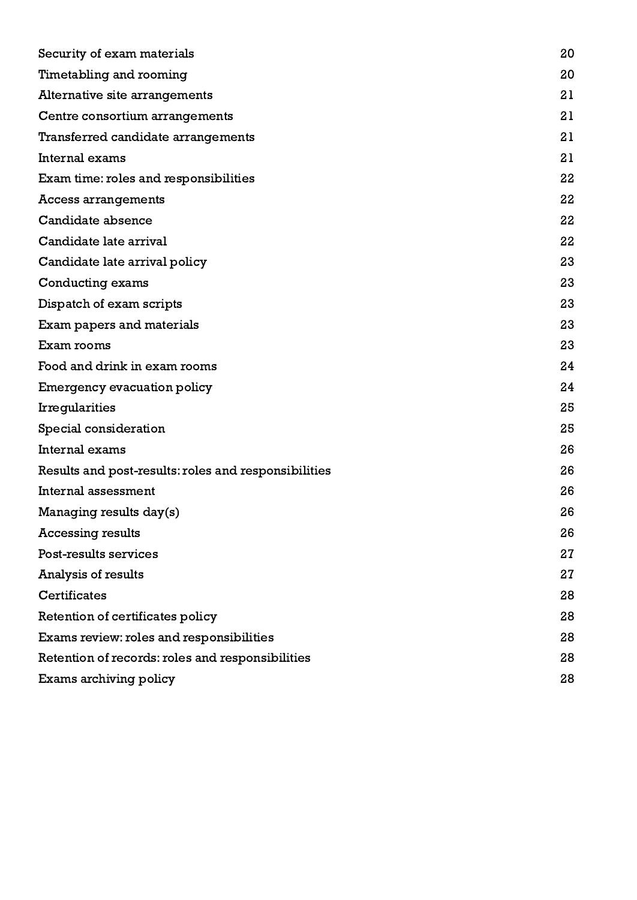| | |
|---|---|
| Security of exam materials | 20 |
| Timetabling and rooming | 20 |
| Alternative site arrangements | 21 |
| Centre consortium arrangements | 21 |
| Transferred candidate arrangements | 21 |
| Internal exams | 21 |
| Exam time: roles and responsibilities | 22 |
| Access arrangements | 22 |
| Candidate absence | 22 |
| Candidate late arrival | 22 |
| Candidate late arrival policy | 23 |
| Conducting exams | 23 |
| Dispatch of exam scripts | 23 |
| Exam papers and materials | 23 |
| Exam rooms | 23 |
| Food and drink in exam rooms | 24 |
| Emergency evacuation policy | 24 |
| Irregularities | 25 |
| Special consideration | 25 |
| Internal exams | 26 |
| Results and post-results: roles and responsibilities | 26 |
| Internal assessment | 26 |
| Managing results day(s) | 26 |
| Accessing results | 26 |
| Post-results services | 27 |
| Analysis of results | 27 |
| Certificates | 28 |
| Retention of certificates policy | 28 |
| Exams review: roles and responsibilities | 28 |
| Retention of records: roles and responsibilities | 28 |
| Exams archiving policy | 28 |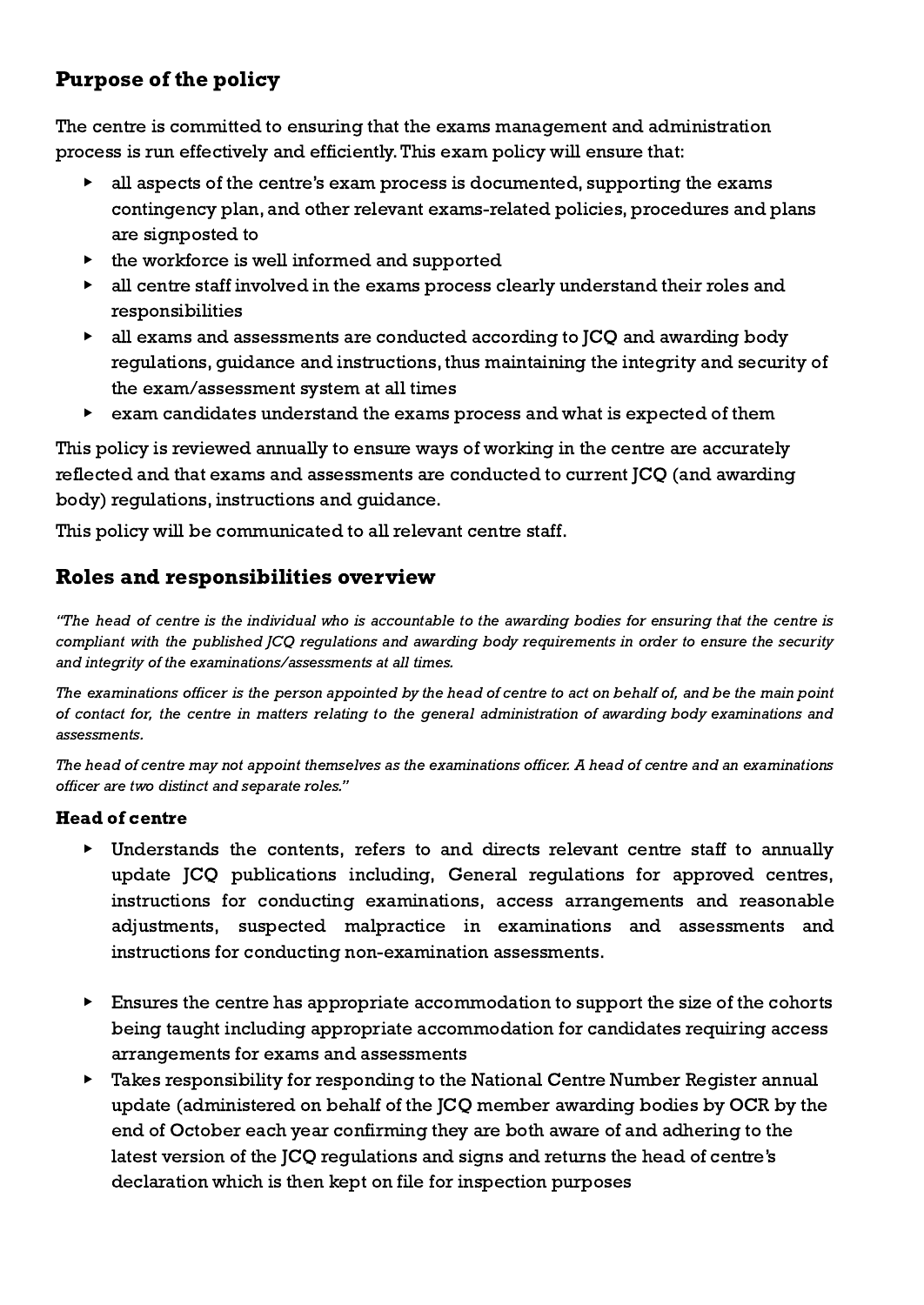## Purpose of the policy

The centre is committed to ensuring that the exams management and administration process is run effectively and efficiently. This exam policy will ensure that:

- all aspects of the centre's exam process is documented, supporting the exams contingency plan, and other relevant exams-related policies, procedures and plans are signposted to
- the workforce is well informed and supported
- all centre staff involved in the exams process clearly understand their roles and responsibilities
- all exams and assessments are conducted according to JCQ and awarding body regulations, guidance and instructions, thus maintaining the integrity and security of the exam/assessment system at all times
- exam candidates understand the exams process and what is expected of them

This policy is reviewed annually to ensure ways of working in the centre are accurately reflected and that exams and assessments are conducted to current JCQ (and awarding body) regulations, instructions and guidance.

This policy will be communicated to all relevant centre staff.

## Roles and responsibilities overview

*"The head of centre is the individual who is accountable to the awarding bodies for ensuring that the centre is compliant with the published JCQ regulations and awarding body requirements in order to ensure the security and integrity of the examinations/assessments at all times.*

*The examinations officer is the person appointed by the head of centre to act on behalf of, and be the main point of contact for, the centre in matters relating to the general administration of awarding body examinations and assessments.*

*The head of centre may not appoint themselves as the examinations officer. A head of centre and an examinations officer are two distinct and separate roles."*

### Head of centre

- Understands the contents, refers to and directs relevant centre staff to annually update JCQ publications including, General regulations for approved centres, instructions for conducting examinations, access arrangements and reasonable adjustments, suspected malpractice in examinations and assessments and instructions for conducting non-examination assessments.
- Ensures the centre has appropriate accommodation to support the size of the cohorts being taught including appropriate accommodation for candidates requiring access arrangements for exams and assessments
- Takes responsibility for responding to the National Centre Number Register annual update (administered on behalf of the JCQ member awarding bodies by OCR by the end of October each year confirming they are both aware of and adhering to the latest version of the JCQ regulations and signs and returns the head of centre's declaration which is then kept on file for inspection purposes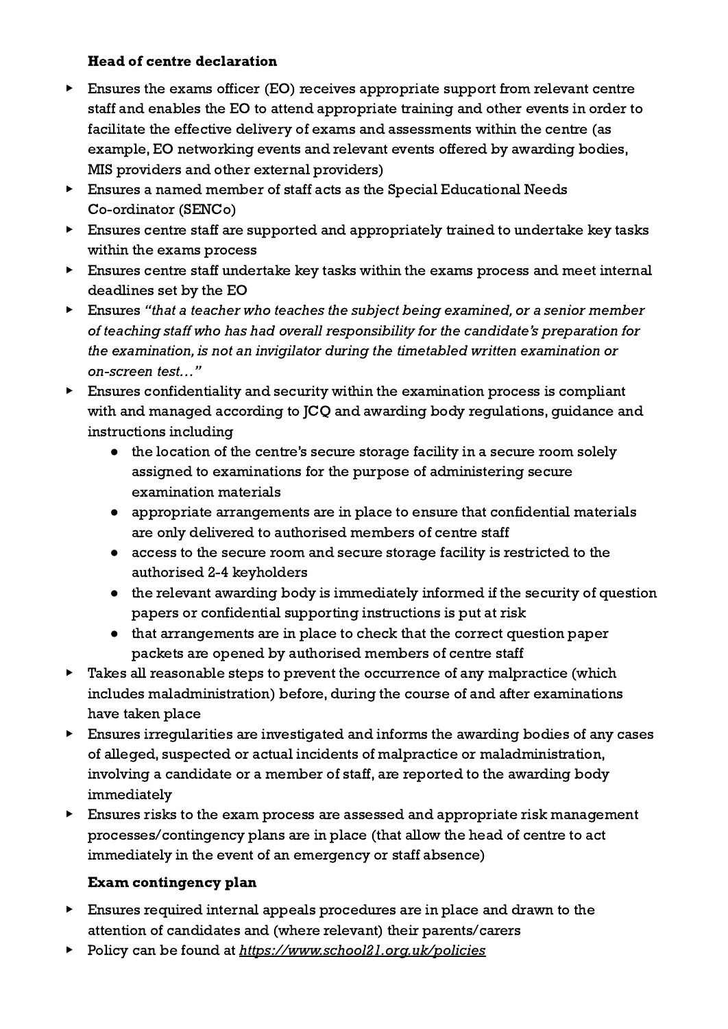**Head of centre declaration**

- Ensures the exams officer (EO) receives appropriate support from relevant centre staff and enables the EO to attend appropriate training and other events in order to facilitate the effective delivery of exams and assessments within the centre (as example, EO networking events and relevant events offered by awarding bodies, MIS providers and other external providers)
- Ensures a named member of staff acts as the Special Educational Needs Co-ordinator (SENCo)
- Ensures centre staff are supported and appropriately trained to undertake key tasks within the exams process
- Ensures centre staff undertake key tasks within the exams process and meet internal deadlines set by the EO
- Ensures *"that a teacher who teaches the subject being examined, or a senior member of teaching staff who has had overall responsibility for the candidate's preparation for the examination, is not an invigilator during the timetabled written examination or on-screen test…"*
- Ensures confidentiality and security within the examination process is compliant with and managed according to JCQ and awarding body regulations, guidance and instructions including
    - the location of the centre's secure storage facility in a secure room solely assigned to examinations for the purpose of administering secure examination materials
    - appropriate arrangements are in place to ensure that confidential materials are only delivered to authorised members of centre staff
    - access to the secure room and secure storage facility is restricted to the authorised 2-4 keyholders
    - the relevant awarding body is immediately informed if the security of question papers or confidential supporting instructions is put at risk
    - that arrangements are in place to check that the correct question paper packets are opened by authorised members of centre staff
- Takes all reasonable steps to prevent the occurrence of any malpractice (which includes maladministration) before, during the course of and after examinations have taken place
- Ensures irregularities are investigated and informs the awarding bodies of any cases of alleged, suspected or actual incidents of malpractice or maladministration, involving a candidate or a member of staff, are reported to the awarding body immediately
- Ensures risks to the exam process are assessed and appropriate risk management processes/contingency plans are in place (that allow the head of centre to act immediately in the event of an emergency or staff absence)

**Exam contingency plan**

- Ensures required internal appeals procedures are in place and drawn to the attention of candidates and (where relevant) their parents/carers
- Policy can be found at *https://www.school21.org.uk/policies*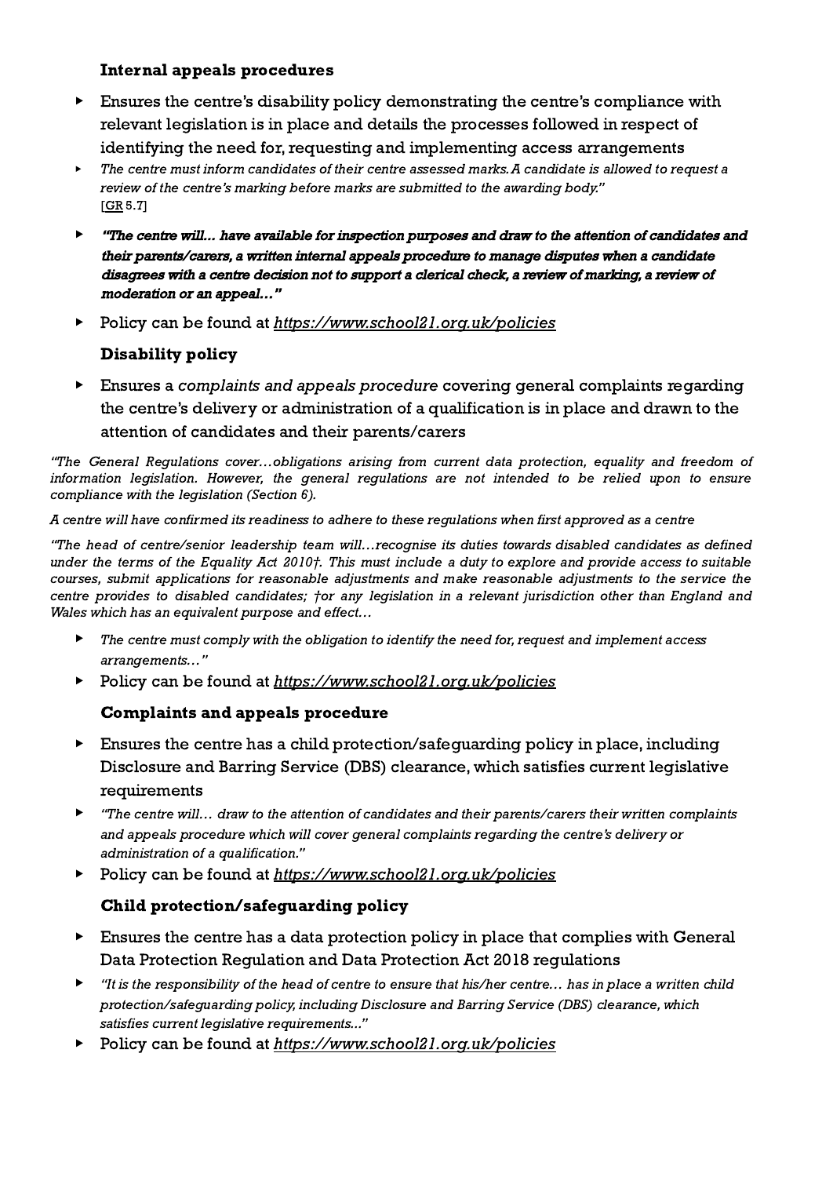**Internal appeals procedures**

- Ensures the centre's disability policy demonstrating the centre's compliance with relevant legislation is in place and details the processes followed in respect of identifying the need for, requesting and implementing access arrangements
- *The centre must inform candidates of their centre assessed marks. A candidate is allowed to request a review of the centre's marking before marks are submitted to the awarding body."* [GR 5.7]
- ***"The centre will… have available for inspection purposes and draw to the attention of candidates and their parents/carers, a written internal appeals procedure to manage disputes when a candidate disagrees with a centre decision not to support a clerical check, a review of marking, a review of moderation or an appeal…"***
- Policy can be found at *https://www.school21.org.uk/policies*

**Disability policy**

- Ensures a *complaints and appeals procedure* covering general complaints regarding the centre's delivery or administration of a qualification is in place and drawn to the attention of candidates and their parents/carers

*"The General Regulations cover…obligations arising from current data protection, equality and freedom of information legislation. However, the general regulations are not intended to be relied upon to ensure compliance with the legislation (Section 6).*

*A centre will have confirmed its readiness to adhere to these regulations when first approved as a centre*

*"The head of centre/senior leadership team will…recognise its duties towards disabled candidates as defined under the terms of the Equality Act 2010†. This must include a duty to explore and provide access to suitable courses, submit applications for reasonable adjustments and make reasonable adjustments to the service the centre provides to disabled candidates; †or any legislation in a relevant jurisdiction other than England and Wales which has an equivalent purpose and effect…*

- *The centre must comply with the obligation to identify the need for, request and implement access arrangements…"*
- Policy can be found at *https://www.school21.org.uk/policies*

**Complaints and appeals procedure**

- Ensures the centre has a child protection/safeguarding policy in place, including Disclosure and Barring Service (DBS) clearance, which satisfies current legislative requirements
- *"The centre will… draw to the attention of candidates and their parents/carers their written complaints and appeals procedure which will cover general complaints regarding the centre's delivery or administration of a qualification."*
- Policy can be found at *https://www.school21.org.uk/policies*

**Child protection/safeguarding policy**

- Ensures the centre has a data protection policy in place that complies with General Data Protection Regulation and Data Protection Act 2018 regulations
- *"It is the responsibility of the head of centre to ensure that his/her centre… has in place a written child protection/safeguarding policy, including Disclosure and Barring Service (DBS) clearance, which satisfies current legislative requirements..."*
- Policy can be found at *https://www.school21.org.uk/policies*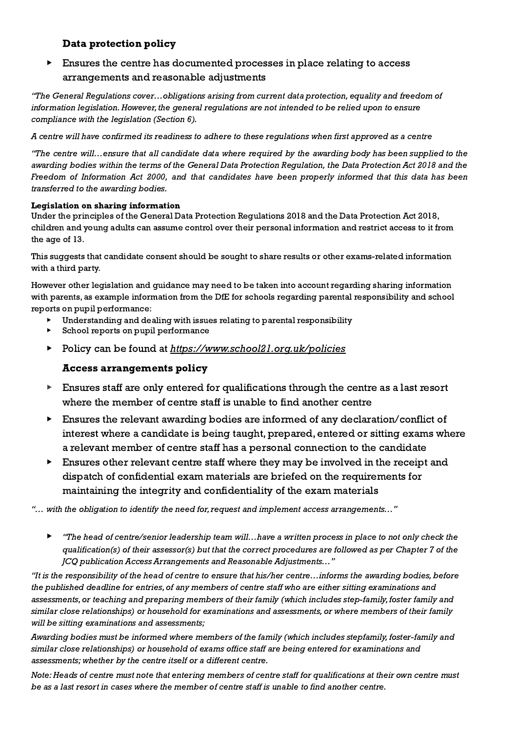### Data protection policy

- Ensures the centre has documented processes in place relating to access arrangements and reasonable adjustments

*"The General Regulations cover…obligations arising from current data protection, equality and freedom of information legislation. However, the general regulations are not intended to be relied upon to ensure compliance with the legislation (Section 6).*

*A centre will have confirmed its readiness to adhere to these regulations when first approved as a centre*

*"The centre will…ensure that all candidate data where required by the awarding body has been supplied to the awarding bodies within the terms of the General Data Protection Regulation, the Data Protection Act 2018 and the Freedom of Information Act 2000, and that candidates have been properly informed that this data has been transferred to the awarding bodies.*

**Legislation on sharing information**
Under the principles of the General Data Protection Regulations 2018 and the Data Protection Act 2018, children and young adults can assume control over their personal information and restrict access to it from the age of 13.

This suggests that candidate consent should be sought to share results or other exams-related information with a third party.

However other legislation and guidance may need to be taken into account regarding sharing information with parents, as example information from the DfE for schools regarding parental responsibility and school reports on pupil performance:

- Understanding and dealing with issues relating to parental responsibility
- School reports on pupil performance

- Policy can be found at *https://www.school21.org.uk/policies*

### Access arrangements policy

- Ensures staff are only entered for qualifications through the centre as a last resort where the member of centre staff is unable to find another centre
- Ensures the relevant awarding bodies are informed of any declaration/conflict of interest where a candidate is being taught, prepared, entered or sitting exams where a relevant member of centre staff has a personal connection to the candidate
- Ensures other relevant centre staff where they may be involved in the receipt and dispatch of confidential exam materials are briefed on the requirements for maintaining the integrity and confidentiality of the exam materials

*"… with the obligation to identify the need for, request and implement access arrangements…"*

- *"The head of centre/senior leadership team will…have a written process in place to not only check the qualification(s) of their assessor(s) but that the correct procedures are followed as per Chapter 7 of the JCQ publication Access Arrangements and Reasonable Adjustments…"*

*"It is the responsibility of the head of centre to ensure that his/her centre…informs the awarding bodies, before the published deadline for entries, of any members of centre staff who are either sitting examinations and assessments, or teaching and preparing members of their family (which includes step-family, foster family and similar close relationships) or household for examinations and assessments, or where members of their family will be sitting examinations and assessments;*

*Awarding bodies must be informed where members of the family (which includes stepfamily, foster-family and similar close relationships) or household of exams office staff are being entered for examinations and assessments; whether by the centre itself or a different centre.*

*Note: Heads of centre must note that entering members of centre staff for qualifications at their own centre must be as a last resort in cases where the member of centre staff is unable to find another centre.*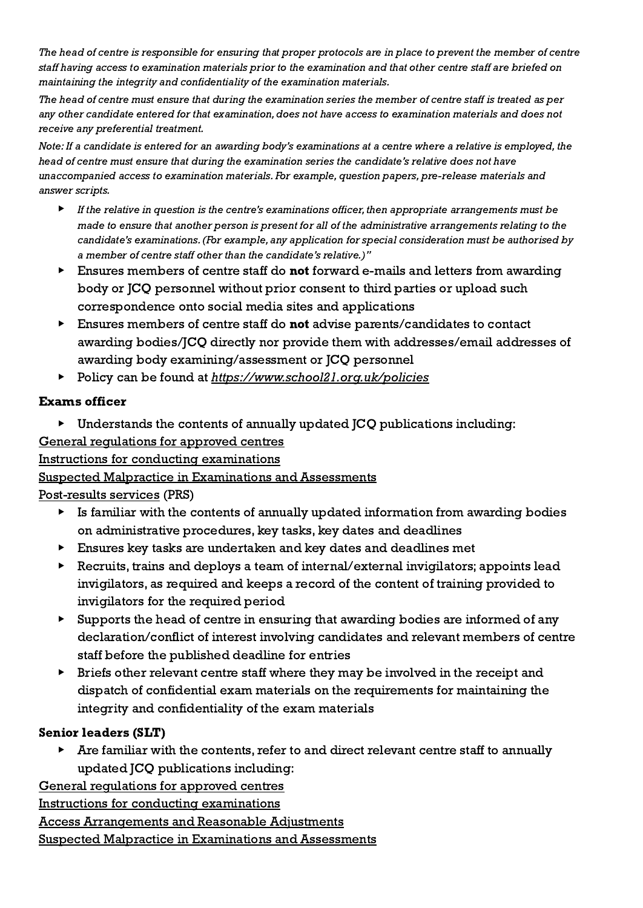*The head of centre is responsible for ensuring that proper protocols are in place to prevent the member of centre staff having access to examination materials prior to the examination and that other centre staff are briefed on maintaining the integrity and confidentiality of the examination materials.*

*The head of centre must ensure that during the examination series the member of centre staff is treated as per any other candidate entered for that examination, does not have access to examination materials and does not receive any preferential treatment.*

*Note: If a candidate is entered for an awarding body's examinations at a centre where a relative is employed, the head of centre must ensure that during the examination series the candidate's relative does not have unaccompanied access to examination materials. For example, question papers, pre-release materials and answer scripts.*

- *If the relative in question is the centre's examinations officer, then appropriate arrangements must be made to ensure that another person is present for all of the administrative arrangements relating to the candidate's examinations. (For example, any application for special consideration must be authorised by a member of centre staff other than the candidate's relative.)"*
- Ensures members of centre staff do **not** forward e-mails and letters from awarding body or JCQ personnel without prior consent to third parties or upload such correspondence onto social media sites and applications
- Ensures members of centre staff do **not** advise parents/candidates to contact awarding bodies/JCQ directly nor provide them with addresses/email addresses of awarding body examining/assessment or JCQ personnel
- Policy can be found at *https://www.school21.org.uk/policies*

**Exams officer**

- Understands the contents of annually updated JCQ publications including:

General regulations for approved centres
Instructions for conducting examinations
Suspected Malpractice in Examinations and Assessments
Post-results services (PRS)

- Is familiar with the contents of annually updated information from awarding bodies on administrative procedures, key tasks, key dates and deadlines
- Ensures key tasks are undertaken and key dates and deadlines met
- Recruits, trains and deploys a team of internal/external invigilators; appoints lead invigilators, as required and keeps a record of the content of training provided to invigilators for the required period
- Supports the head of centre in ensuring that awarding bodies are informed of any declaration/conflict of interest involving candidates and relevant members of centre staff before the published deadline for entries
- Briefs other relevant centre staff where they may be involved in the receipt and dispatch of confidential exam materials on the requirements for maintaining the integrity and confidentiality of the exam materials

**Senior leaders (SLT)**

- Are familiar with the contents, refer to and direct relevant centre staff to annually updated JCQ publications including:

General regulations for approved centres
Instructions for conducting examinations
Access Arrangements and Reasonable Adjustments
Suspected Malpractice in Examinations and Assessments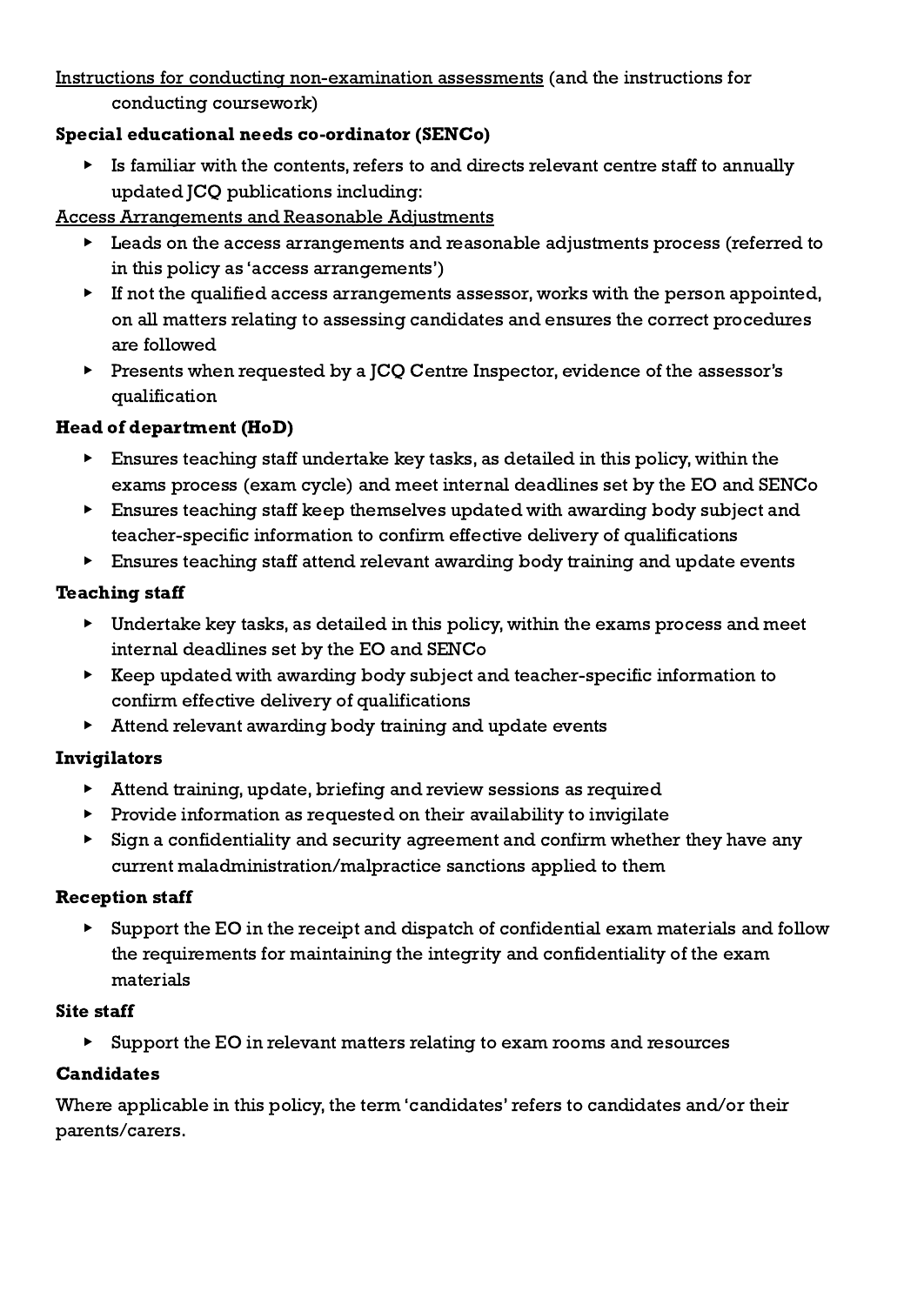Instructions for conducting non-examination assessments (and the instructions for conducting coursework)

**Special educational needs co-ordinator (SENCo)**

- Is familiar with the contents, refers to and directs relevant centre staff to annually updated JCQ publications including:

Access Arrangements and Reasonable Adjustments

- Leads on the access arrangements and reasonable adjustments process (referred to in this policy as 'access arrangements')
- If not the qualified access arrangements assessor, works with the person appointed, on all matters relating to assessing candidates and ensures the correct procedures are followed
- Presents when requested by a JCQ Centre Inspector, evidence of the assessor's qualification

**Head of department (HoD)**

- Ensures teaching staff undertake key tasks, as detailed in this policy, within the exams process (exam cycle) and meet internal deadlines set by the EO and SENCo
- Ensures teaching staff keep themselves updated with awarding body subject and teacher-specific information to confirm effective delivery of qualifications
- Ensures teaching staff attend relevant awarding body training and update events

**Teaching staff**

- Undertake key tasks, as detailed in this policy, within the exams process and meet internal deadlines set by the EO and SENCo
- Keep updated with awarding body subject and teacher-specific information to confirm effective delivery of qualifications
- Attend relevant awarding body training and update events

**Invigilators**

- Attend training, update, briefing and review sessions as required
- Provide information as requested on their availability to invigilate
- Sign a confidentiality and security agreement and confirm whether they have any current maladministration/malpractice sanctions applied to them

**Reception staff**

- Support the EO in the receipt and dispatch of confidential exam materials and follow the requirements for maintaining the integrity and confidentiality of the exam materials

**Site staff**

- Support the EO in relevant matters relating to exam rooms and resources

**Candidates**

Where applicable in this policy, the term 'candidates' refers to candidates and/or their parents/carers.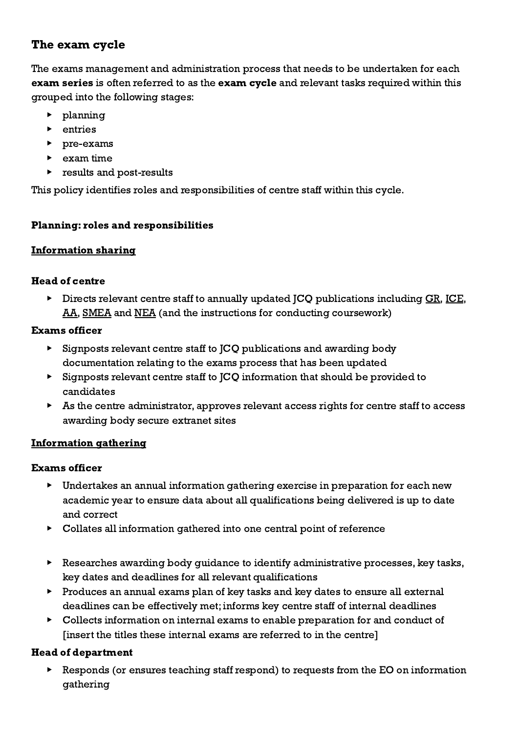## The exam cycle

The exams management and administration process that needs to be undertaken for each **exam series** is often referred to as the **exam cycle** and relevant tasks required within this grouped into the following stages:

- planning
- entries
- pre-exams
- exam time
- results and post-results

This policy identifies roles and responsibilities of centre staff within this cycle.

**Planning: roles and responsibilities**

**Information sharing**

**Head of centre**

- Directs relevant centre staff to annually updated JCQ publications including GR, ICE, AA, SMEA and NEA (and the instructions for conducting coursework)

**Exams officer**

- Signposts relevant centre staff to JCQ publications and awarding body documentation relating to the exams process that has been updated
- Signposts relevant centre staff to JCQ information that should be provided to candidates
- As the centre administrator, approves relevant access rights for centre staff to access awarding body secure extranet sites

**Information gathering**

**Exams officer**

- Undertakes an annual information gathering exercise in preparation for each new academic year to ensure data about all qualifications being delivered is up to date and correct
- Collates all information gathered into one central point of reference

- Researches awarding body guidance to identify administrative processes, key tasks, key dates and deadlines for all relevant qualifications
- Produces an annual exams plan of key tasks and key dates to ensure all external deadlines can be effectively met; informs key centre staff of internal deadlines
- Collects information on internal exams to enable preparation for and conduct of [insert the titles these internal exams are referred to in the centre]

**Head of department**

- Responds (or ensures teaching staff respond) to requests from the EO on information gathering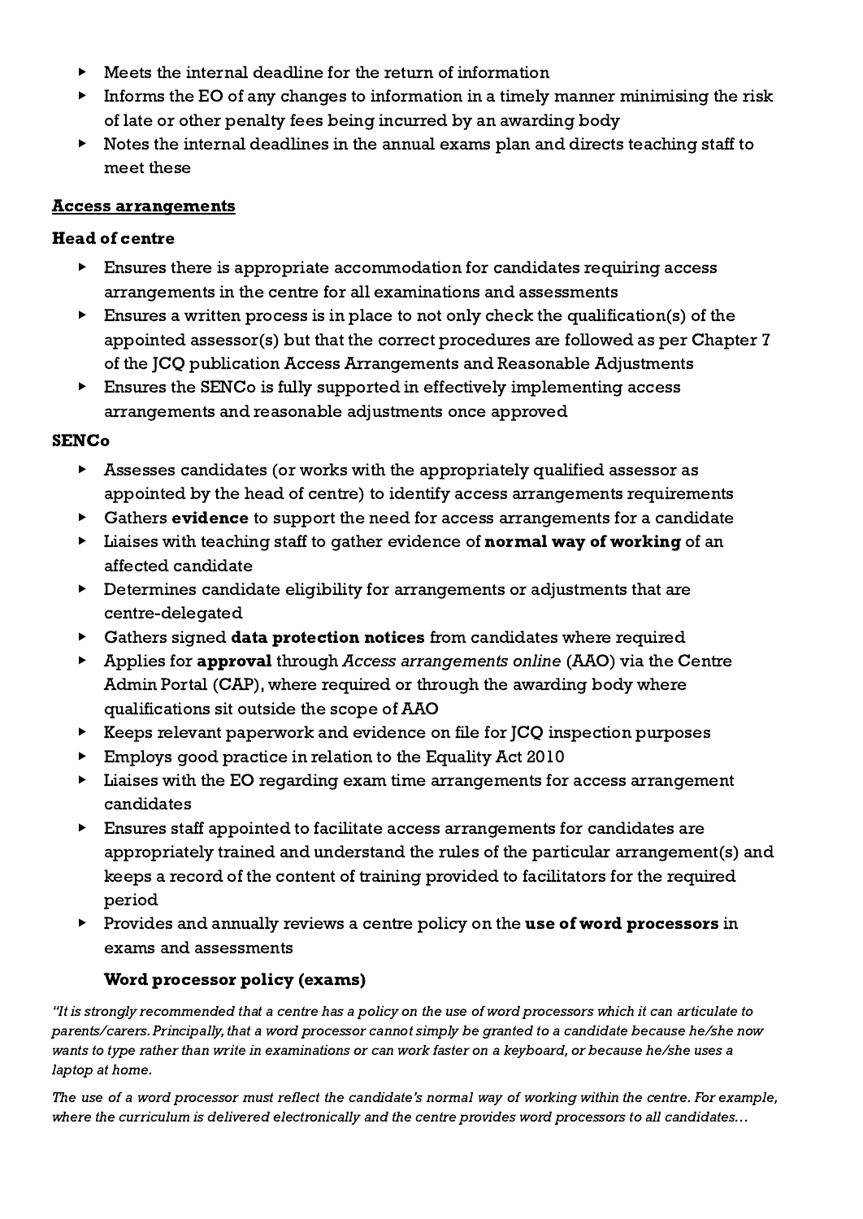- Meets the internal deadline for the return of information
- Informs the EO of any changes to information in a timely manner minimising the risk of late or other penalty fees being incurred by an awarding body
- Notes the internal deadlines in the annual exams plan and directs teaching staff to meet these

**Access arrangements**

**Head of centre**

- Ensures there is appropriate accommodation for candidates requiring access arrangements in the centre for all examinations and assessments
- Ensures a written process is in place to not only check the qualification(s) of the appointed assessor(s) but that the correct procedures are followed as per Chapter 7 of the JCQ publication Access Arrangements and Reasonable Adjustments
- Ensures the SENCo is fully supported in effectively implementing access arrangements and reasonable adjustments once approved

**SENCo**

- Assesses candidates (or works with the appropriately qualified assessor as appointed by the head of centre) to identify access arrangements requirements
- Gathers **evidence** to support the need for access arrangements for a candidate
- Liaises with teaching staff to gather evidence of **normal way of working** of an affected candidate
- Determines candidate eligibility for arrangements or adjustments that are centre-delegated
- Gathers signed **data protection notices** from candidates where required
- Applies for **approval** through *Access arrangements online* (AAO) via the Centre Admin Portal (CAP), where required or through the awarding body where qualifications sit outside the scope of AAO
- Keeps relevant paperwork and evidence on file for JCQ inspection purposes
- Employs good practice in relation to the Equality Act 2010
- Liaises with the EO regarding exam time arrangements for access arrangement candidates
- Ensures staff appointed to facilitate access arrangements for candidates are appropriately trained and understand the rules of the particular arrangement(s) and keeps a record of the content of training provided to facilitators for the required period
- Provides and annually reviews a centre policy on the **use of word processors** in exams and assessments

**Word processor policy (exams)**

*"It is strongly recommended that a centre has a policy on the use of word processors which it can articulate to parents/carers. Principally, that a word processor cannot simply be granted to a candidate because he/she now wants to type rather than write in examinations or can work faster on a keyboard, or because he/she uses a laptop at home.*

*The use of a word processor must reflect the candidate's normal way of working within the centre. For example, where the curriculum is delivered electronically and the centre provides word processors to all candidates…*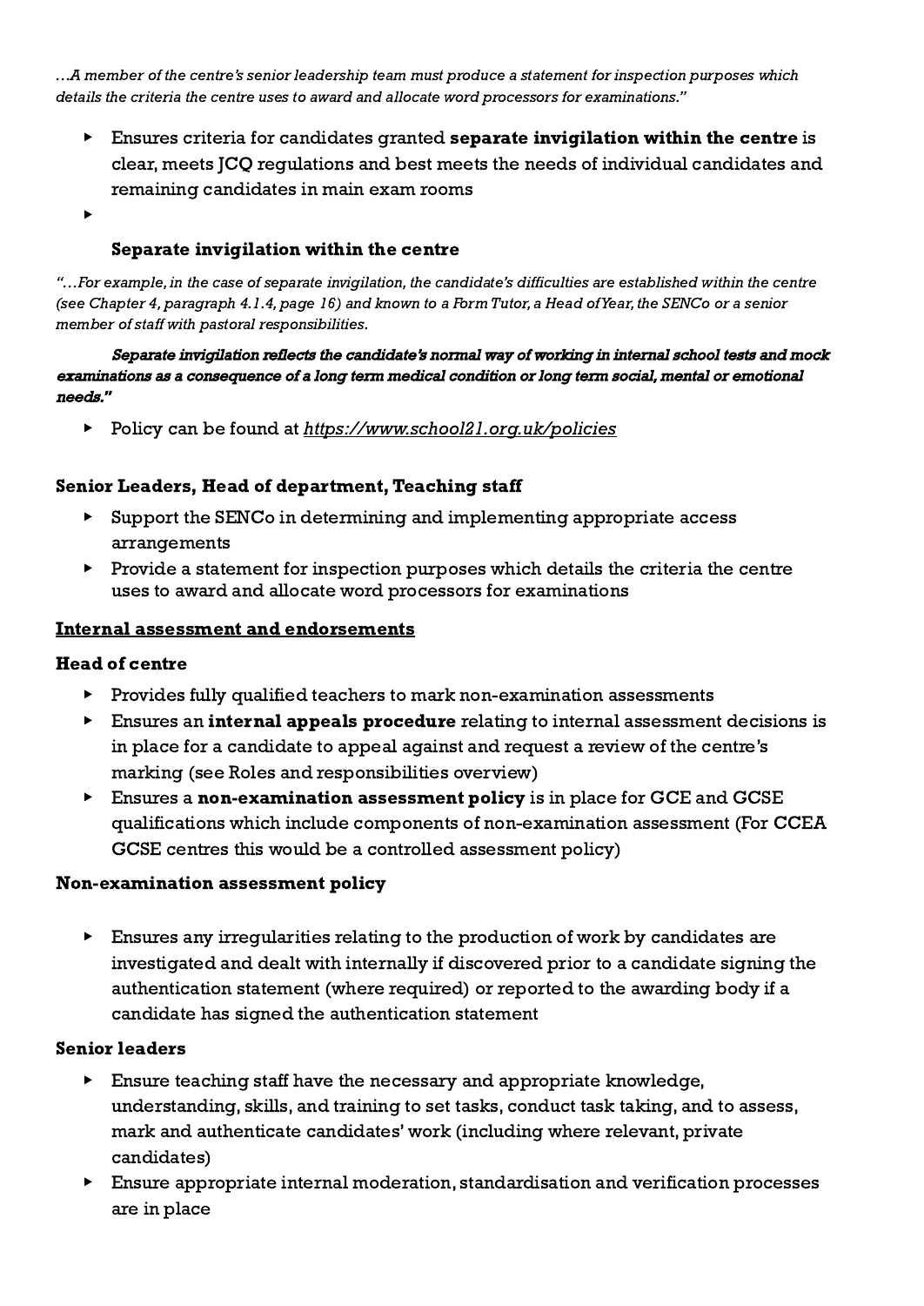*…A member of the centre's senior leadership team must produce a statement for inspection purposes which details the criteria the centre uses to award and allocate word processors for examinations."*

- Ensures criteria for candidates granted **separate invigilation within the centre** is clear, meets JCQ regulations and best meets the needs of individual candidates and remaining candidates in main exam rooms
- 

**Separate invigilation within the centre**

*"…For example, in the case of separate invigilation, the candidate's difficulties are established within the centre (see Chapter 4, paragraph 4.1.4, page 16) and known to a Form Tutor, a Head of Year, the SENCo or a senior member of staff with pastoral responsibilities.*

***Separate invigilation reflects the candidate's normal way of working in internal school tests and mock examinations as a consequence of a long term medical condition or long term social, mental or emotional needs."***

- Policy can be found at *https://www.school21.org.uk/policies*

**Senior Leaders, Head of department, Teaching staff**

- Support the SENCo in determining and implementing appropriate access arrangements
- Provide a statement for inspection purposes which details the criteria the centre uses to award and allocate word processors for examinations

**Internal assessment and endorsements**

**Head of centre**

- Provides fully qualified teachers to mark non-examination assessments
- Ensures an **internal appeals procedure** relating to internal assessment decisions is in place for a candidate to appeal against and request a review of the centre's marking (see Roles and responsibilities overview)
- Ensures a **non-examination assessment policy** is in place for GCE and GCSE qualifications which include components of non-examination assessment (For CCEA GCSE centres this would be a controlled assessment policy)

**Non-examination assessment policy**

- Ensures any irregularities relating to the production of work by candidates are investigated and dealt with internally if discovered prior to a candidate signing the authentication statement (where required) or reported to the awarding body if a candidate has signed the authentication statement

**Senior leaders**

- Ensure teaching staff have the necessary and appropriate knowledge, understanding, skills, and training to set tasks, conduct task taking, and to assess, mark and authenticate candidates' work (including where relevant, private candidates)
- Ensure appropriate internal moderation, standardisation and verification processes are in place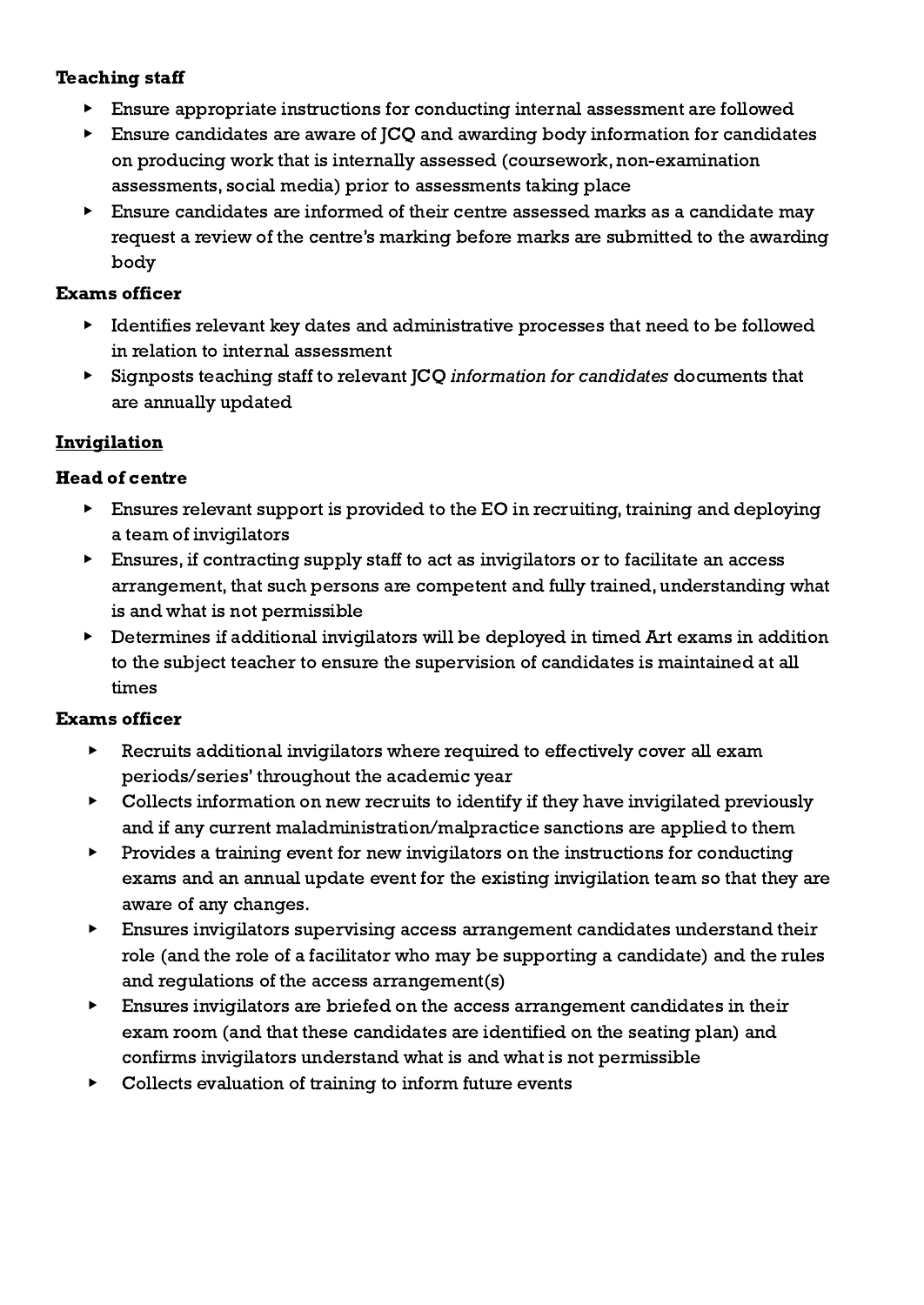**Teaching staff**

- Ensure appropriate instructions for conducting internal assessment are followed
- Ensure candidates are aware of JCQ and awarding body information for candidates on producing work that is internally assessed (coursework, non-examination assessments, social media) prior to assessments taking place
- Ensure candidates are informed of their centre assessed marks as a candidate may request a review of the centre's marking before marks are submitted to the awarding body

**Exams officer**

- Identifies relevant key dates and administrative processes that need to be followed in relation to internal assessment
- Signposts teaching staff to relevant JCQ *information for candidates* documents that are annually updated

**<u>Invigilation</u>**

**Head of centre**

- Ensures relevant support is provided to the EO in recruiting, training and deploying a team of invigilators
- Ensures, if contracting supply staff to act as invigilators or to facilitate an access arrangement, that such persons are competent and fully trained, understanding what is and what is not permissible
- Determines if additional invigilators will be deployed in timed Art exams in addition to the subject teacher to ensure the supervision of candidates is maintained at all times

**Exams officer**

- Recruits additional invigilators where required to effectively cover all exam periods/series' throughout the academic year
- Collects information on new recruits to identify if they have invigilated previously and if any current maladministration/malpractice sanctions are applied to them
- Provides a training event for new invigilators on the instructions for conducting exams and an annual update event for the existing invigilation team so that they are aware of any changes.
- Ensures invigilators supervising access arrangement candidates understand their role (and the role of a facilitator who may be supporting a candidate) and the rules and regulations of the access arrangement(s)
- Ensures invigilators are briefed on the access arrangement candidates in their exam room (and that these candidates are identified on the seating plan) and confirms invigilators understand what is and what is not permissible
- Collects evaluation of training to inform future events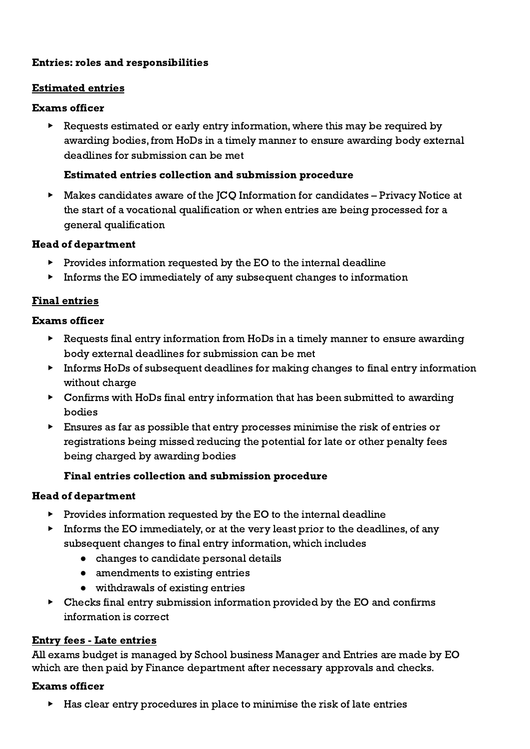**Entries: roles and responsibilities**

**Estimated entries**

**Exams officer**

- Requests estimated or early entry information, where this may be required by awarding bodies, from HoDs in a timely manner to ensure awarding body external deadlines for submission can be met

  **Estimated entries collection and submission procedure**

- Makes candidates aware of the JCQ Information for candidates – Privacy Notice at the start of a vocational qualification or when entries are being processed for a general qualification

**Head of department**

- Provides information requested by the EO to the internal deadline
- Informs the EO immediately of any subsequent changes to information

**Final entries**

**Exams officer**

- Requests final entry information from HoDs in a timely manner to ensure awarding body external deadlines for submission can be met
- Informs HoDs of subsequent deadlines for making changes to final entry information without charge
- Confirms with HoDs final entry information that has been submitted to awarding bodies
- Ensures as far as possible that entry processes minimise the risk of entries or registrations being missed reducing the potential for late or other penalty fees being charged by awarding bodies

  **Final entries collection and submission procedure**

**Head of department**

- Provides information requested by the EO to the internal deadline
- Informs the EO immediately, or at the very least prior to the deadlines, of any subsequent changes to final entry information, which includes
  - changes to candidate personal details
  - amendments to existing entries
  - withdrawals of existing entries
- Checks final entry submission information provided by the EO and confirms information is correct

**Entry fees - Late entries**

All exams budget is managed by School business Manager and Entries are made by EO which are then paid by Finance department after necessary approvals and checks.

**Exams officer**

- Has clear entry procedures in place to minimise the risk of late entries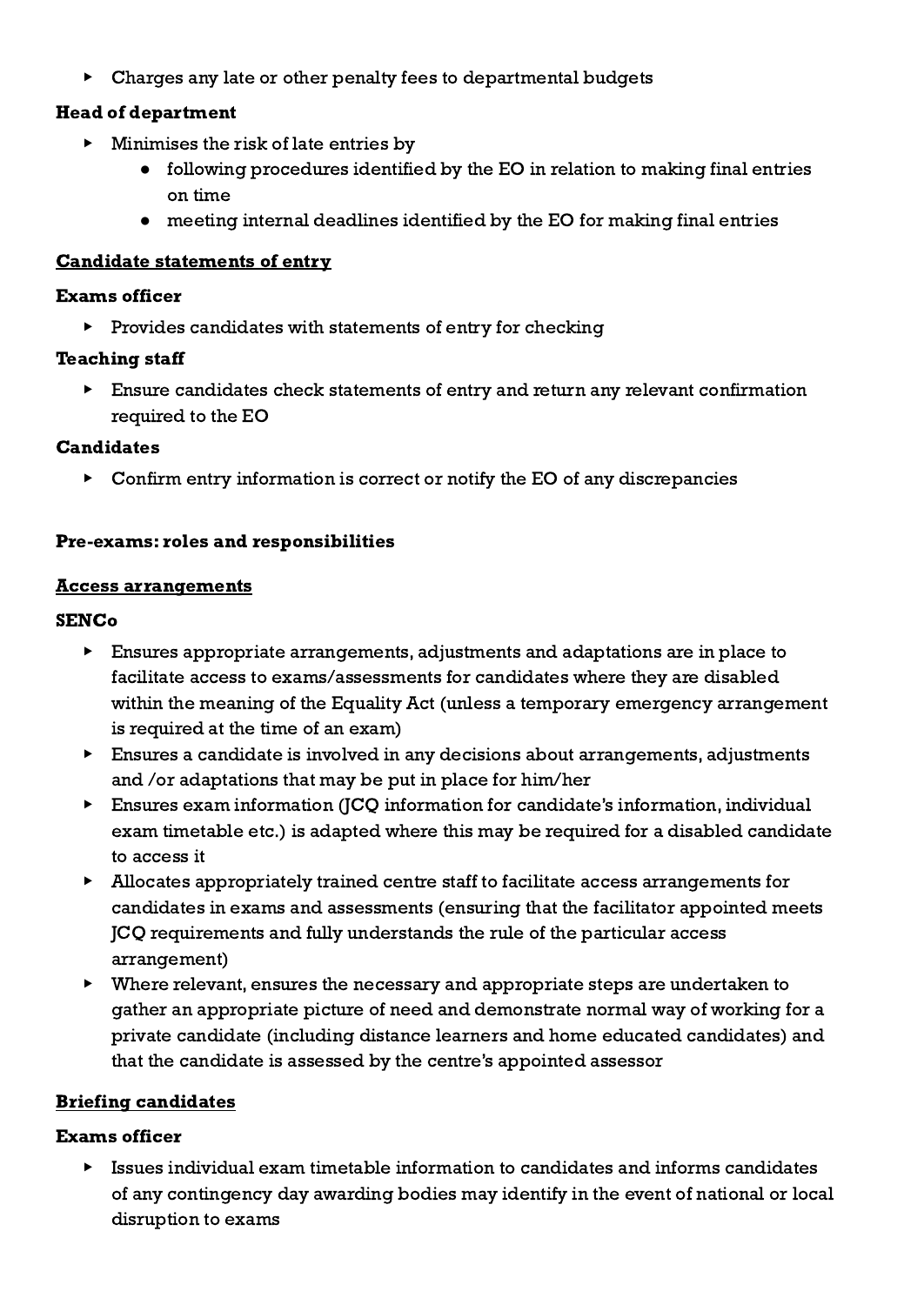- Charges any late or other penalty fees to departmental budgets

**Head of department**

- Minimises the risk of late entries by
  - following procedures identified by the EO in relation to making final entries on time
  - meeting internal deadlines identified by the EO for making final entries

**<u>Candidate statements of entry</u>**

**Exams officer**

- Provides candidates with statements of entry for checking

**Teaching staff**

- Ensure candidates check statements of entry and return any relevant confirmation required to the EO

**Candidates**

- Confirm entry information is correct or notify the EO of any discrepancies

**Pre-exams: roles and responsibilities**

**<u>Access arrangements</u>**

**SENCo**

- Ensures appropriate arrangements, adjustments and adaptations are in place to facilitate access to exams/assessments for candidates where they are disabled within the meaning of the Equality Act (unless a temporary emergency arrangement is required at the time of an exam)
- Ensures a candidate is involved in any decisions about arrangements, adjustments and /or adaptations that may be put in place for him/her
- Ensures exam information (JCQ information for candidate's information, individual exam timetable etc.) is adapted where this may be required for a disabled candidate to access it
- Allocates appropriately trained centre staff to facilitate access arrangements for candidates in exams and assessments (ensuring that the facilitator appointed meets JCQ requirements and fully understands the rule of the particular access arrangement)
- Where relevant, ensures the necessary and appropriate steps are undertaken to gather an appropriate picture of need and demonstrate normal way of working for a private candidate (including distance learners and home educated candidates) and that the candidate is assessed by the centre's appointed assessor

**<u>Briefing candidates</u>**

**Exams officer**

- Issues individual exam timetable information to candidates and informs candidates of any contingency day awarding bodies may identify in the event of national or local disruption to exams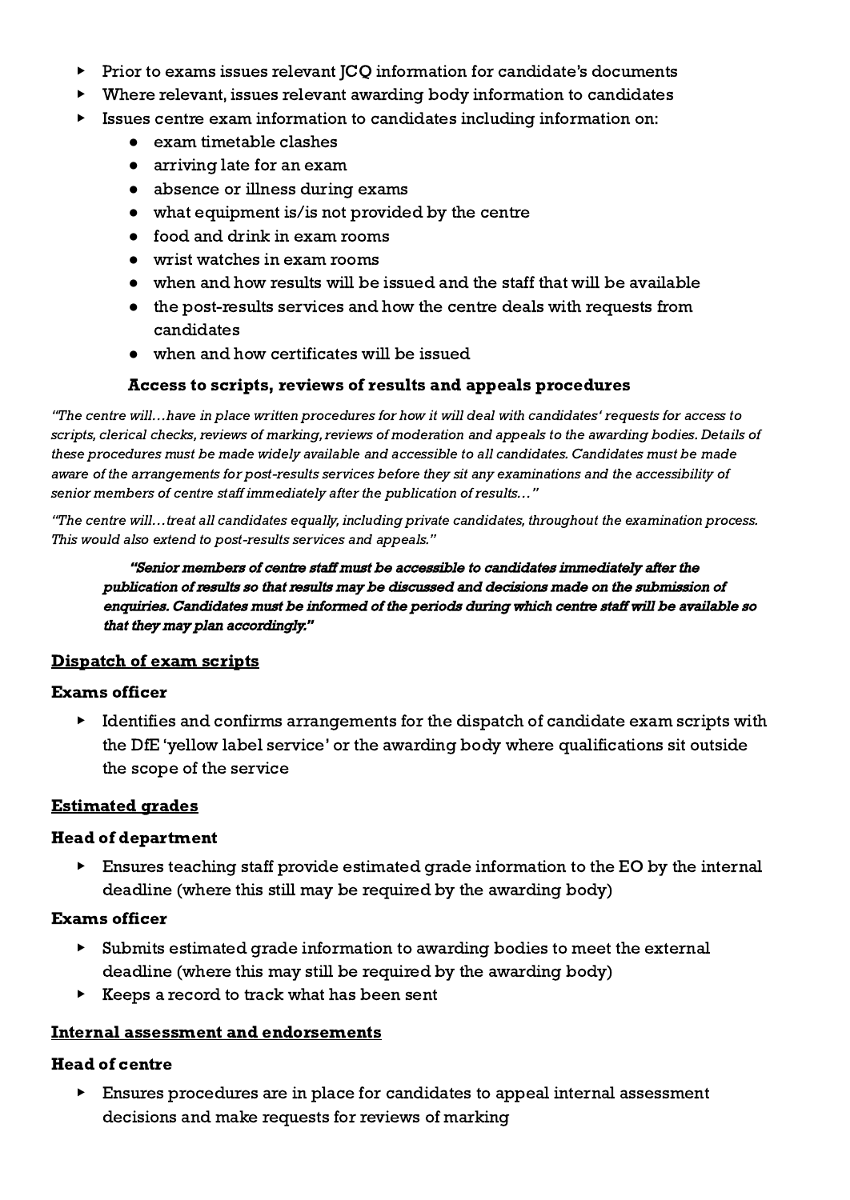- Prior to exams issues relevant JCQ information for candidate's documents
- Where relevant, issues relevant awarding body information to candidates
- Issues centre exam information to candidates including information on:
    - exam timetable clashes
    - arriving late for an exam
    - absence or illness during exams
    - what equipment is/is not provided by the centre
    - food and drink in exam rooms
    - wrist watches in exam rooms
    - when and how results will be issued and the staff that will be available
    - the post-results services and how the centre deals with requests from candidates
    - when and how certificates will be issued

**Access to scripts, reviews of results and appeals procedures**

*"The centre will…have in place written procedures for how it will deal with candidates' requests for access to scripts, clerical checks, reviews of marking, reviews of moderation and appeals to the awarding bodies. Details of these procedures must be made widely available and accessible to all candidates. Candidates must be made aware of the arrangements for post-results services before they sit any examinations and the accessibility of senior members of centre staff immediately after the publication of results…"*

*"The centre will…treat all candidates equally, including private candidates, throughout the examination process. This would also extend to post-results services and appeals."*

> ***"Senior members of centre staff must be accessible to candidates immediately after the publication of results so that results may be discussed and decisions made on the submission of enquiries. Candidates must be informed of the periods during which centre staff will be available so that they may plan accordingly."***

## Dispatch of exam scripts

### Exams officer

- Identifies and confirms arrangements for the dispatch of candidate exam scripts with the DfE 'yellow label service' or the awarding body where qualifications sit outside the scope of the service

## Estimated grades

### Head of department

- Ensures teaching staff provide estimated grade information to the EO by the internal deadline (where this still may be required by the awarding body)

### Exams officer

- Submits estimated grade information to awarding bodies to meet the external deadline (where this may still be required by the awarding body)
- Keeps a record to track what has been sent

## Internal assessment and endorsements

### Head of centre

- Ensures procedures are in place for candidates to appeal internal assessment decisions and make requests for reviews of marking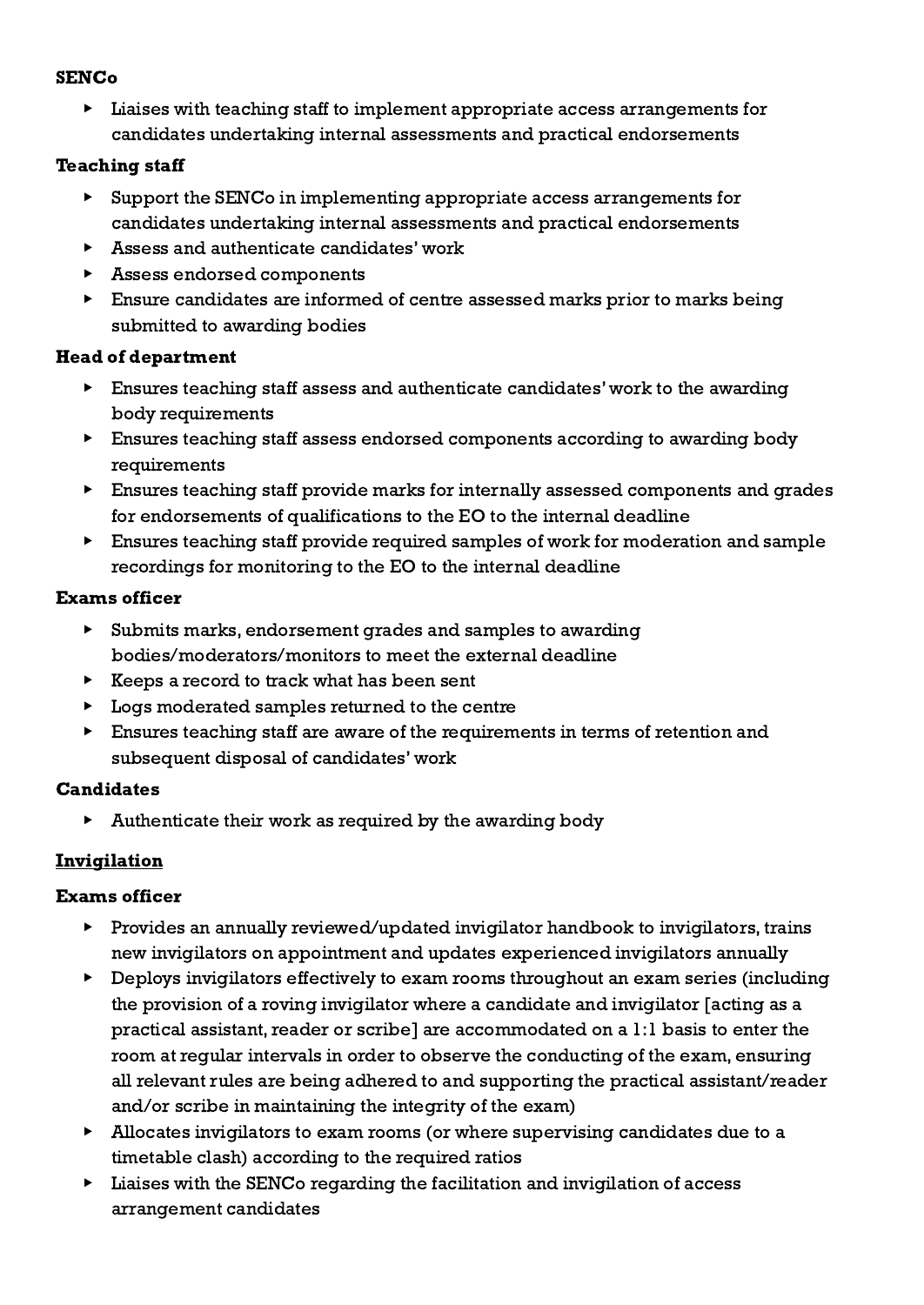**SENCo**

- Liaises with teaching staff to implement appropriate access arrangements for candidates undertaking internal assessments and practical endorsements

**Teaching staff**

- Support the SENCo in implementing appropriate access arrangements for candidates undertaking internal assessments and practical endorsements
- Assess and authenticate candidates' work
- Assess endorsed components
- Ensure candidates are informed of centre assessed marks prior to marks being submitted to awarding bodies

**Head of department**

- Ensures teaching staff assess and authenticate candidates' work to the awarding body requirements
- Ensures teaching staff assess endorsed components according to awarding body requirements
- Ensures teaching staff provide marks for internally assessed components and grades for endorsements of qualifications to the EO to the internal deadline
- Ensures teaching staff provide required samples of work for moderation and sample recordings for monitoring to the EO to the internal deadline

**Exams officer**

- Submits marks, endorsement grades and samples to awarding bodies/moderators/monitors to meet the external deadline
- Keeps a record to track what has been sent
- Logs moderated samples returned to the centre
- Ensures teaching staff are aware of the requirements in terms of retention and subsequent disposal of candidates' work

**Candidates**

- Authenticate their work as required by the awarding body

**<u>Invigilation</u>**

**Exams officer**

- Provides an annually reviewed/updated invigilator handbook to invigilators, trains new invigilators on appointment and updates experienced invigilators annually
- Deploys invigilators effectively to exam rooms throughout an exam series (including the provision of a roving invigilator where a candidate and invigilator [acting as a practical assistant, reader or scribe] are accommodated on a 1:1 basis to enter the room at regular intervals in order to observe the conducting of the exam, ensuring all relevant rules are being adhered to and supporting the practical assistant/reader and/or scribe in maintaining the integrity of the exam)
- Allocates invigilators to exam rooms (or where supervising candidates due to a timetable clash) according to the required ratios
- Liaises with the SENCo regarding the facilitation and invigilation of access arrangement candidates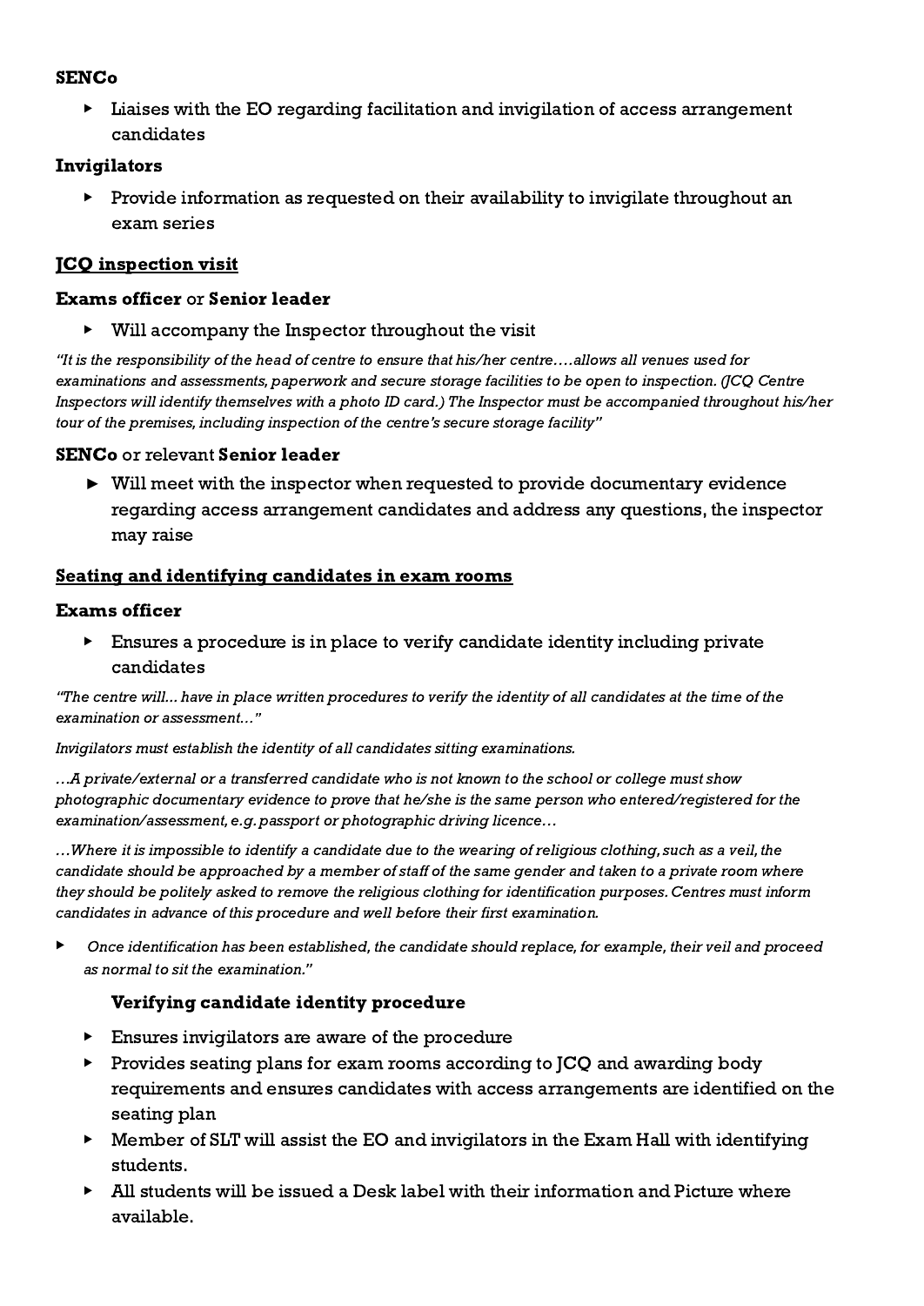**SENCo**

- Liaises with the EO regarding facilitation and invigilation of access arrangement candidates

**Invigilators**

- Provide information as requested on their availability to invigilate throughout an exam series

**JCQ inspection visit**

**Exams officer** or **Senior leader**

- Will accompany the Inspector throughout the visit

*"It is the responsibility of the head of centre to ensure that his/her centre….allows all venues used for examinations and assessments, paperwork and secure storage facilities to be open to inspection. (JCQ Centre Inspectors will identify themselves with a photo ID card.) The Inspector must be accompanied throughout his/her tour of the premises, including inspection of the centre's secure storage facility"*

**SENCo** or relevant **Senior leader**

- Will meet with the inspector when requested to provide documentary evidence regarding access arrangement candidates and address any questions, the inspector may raise

**Seating and identifying candidates in exam rooms**

**Exams officer**

- Ensures a procedure is in place to verify candidate identity including private candidates

*"The centre will... have in place written procedures to verify the identity of all candidates at the time of the examination or assessment…"*

*Invigilators must establish the identity of all candidates sitting examinations.*

*…A private/external or a transferred candidate who is not known to the school or college must show photographic documentary evidence to prove that he/she is the same person who entered/registered for the examination/assessment, e.g. passport or photographic driving licence…*

*…Where it is impossible to identify a candidate due to the wearing of religious clothing, such as a veil, the candidate should be approached by a member of staff of the same gender and taken to a private room where they should be politely asked to remove the religious clothing for identification purposes. Centres must inform candidates in advance of this procedure and well before their first examination.*

- *Once identification has been established, the candidate should replace, for example, their veil and proceed as normal to sit the examination."*

**Verifying candidate identity procedure**

- Ensures invigilators are aware of the procedure
- Provides seating plans for exam rooms according to JCQ and awarding body requirements and ensures candidates with access arrangements are identified on the seating plan
- Member of SLT will assist the EO and invigilators in the Exam Hall with identifying students.
- All students will be issued a Desk label with their information and Picture where available.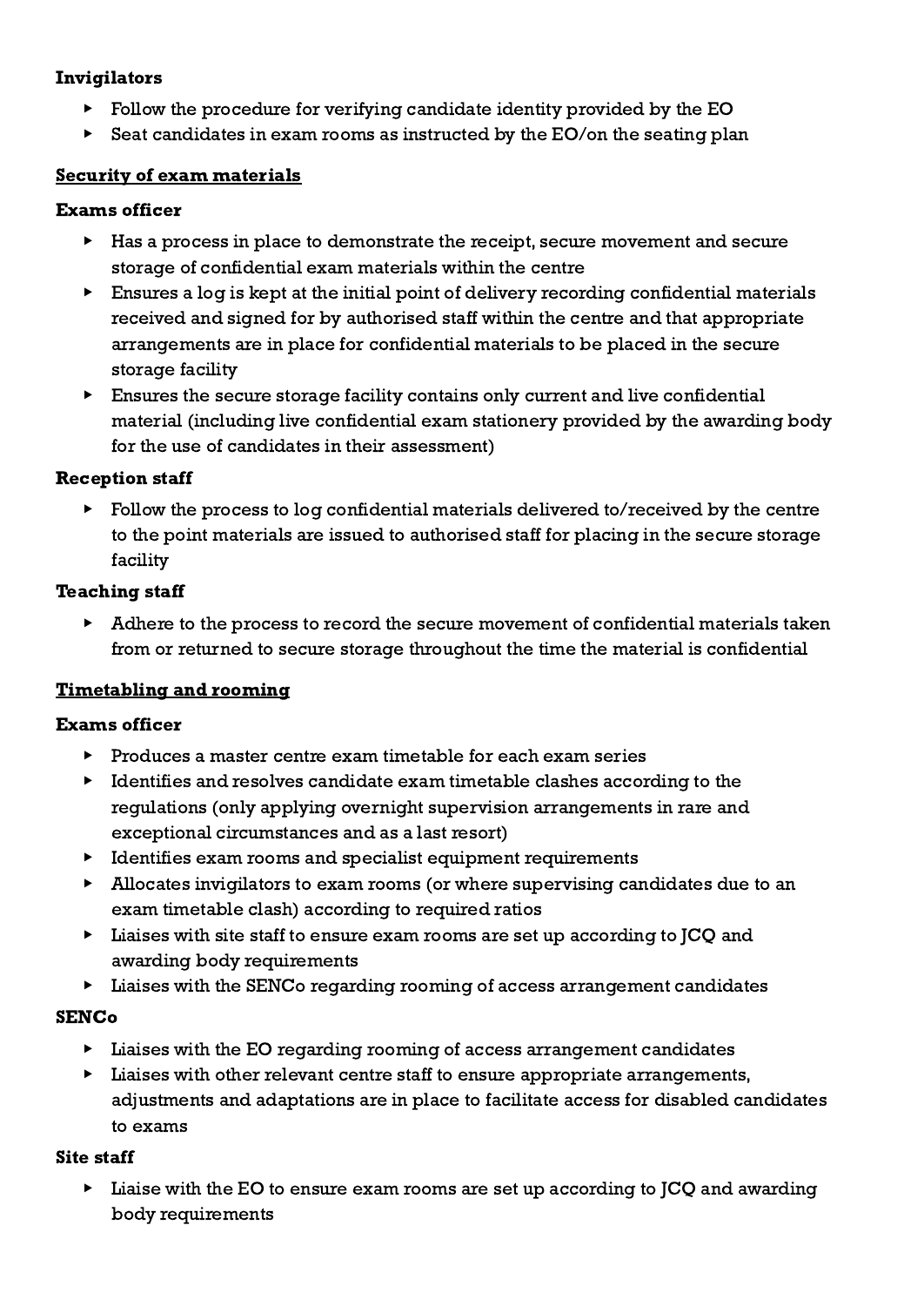**Invigilators**

- Follow the procedure for verifying candidate identity provided by the EO
- Seat candidates in exam rooms as instructed by the EO/on the seating plan

<u>**Security of exam materials**</u>

**Exams officer**

- Has a process in place to demonstrate the receipt, secure movement and secure storage of confidential exam materials within the centre
- Ensures a log is kept at the initial point of delivery recording confidential materials received and signed for by authorised staff within the centre and that appropriate arrangements are in place for confidential materials to be placed in the secure storage facility
- Ensures the secure storage facility contains only current and live confidential material (including live confidential exam stationery provided by the awarding body for the use of candidates in their assessment)

**Reception staff**

- Follow the process to log confidential materials delivered to/received by the centre to the point materials are issued to authorised staff for placing in the secure storage facility

**Teaching staff**

- Adhere to the process to record the secure movement of confidential materials taken from or returned to secure storage throughout the time the material is confidential

<u>**Timetabling and rooming**</u>

**Exams officer**

- Produces a master centre exam timetable for each exam series
- Identifies and resolves candidate exam timetable clashes according to the regulations (only applying overnight supervision arrangements in rare and exceptional circumstances and as a last resort)
- Identifies exam rooms and specialist equipment requirements
- Allocates invigilators to exam rooms (or where supervising candidates due to an exam timetable clash) according to required ratios
- Liaises with site staff to ensure exam rooms are set up according to JCQ and awarding body requirements
- Liaises with the SENCo regarding rooming of access arrangement candidates

**SENCo**

- Liaises with the EO regarding rooming of access arrangement candidates
- Liaises with other relevant centre staff to ensure appropriate arrangements, adjustments and adaptations are in place to facilitate access for disabled candidates to exams

**Site staff**

- Liaise with the EO to ensure exam rooms are set up according to JCQ and awarding body requirements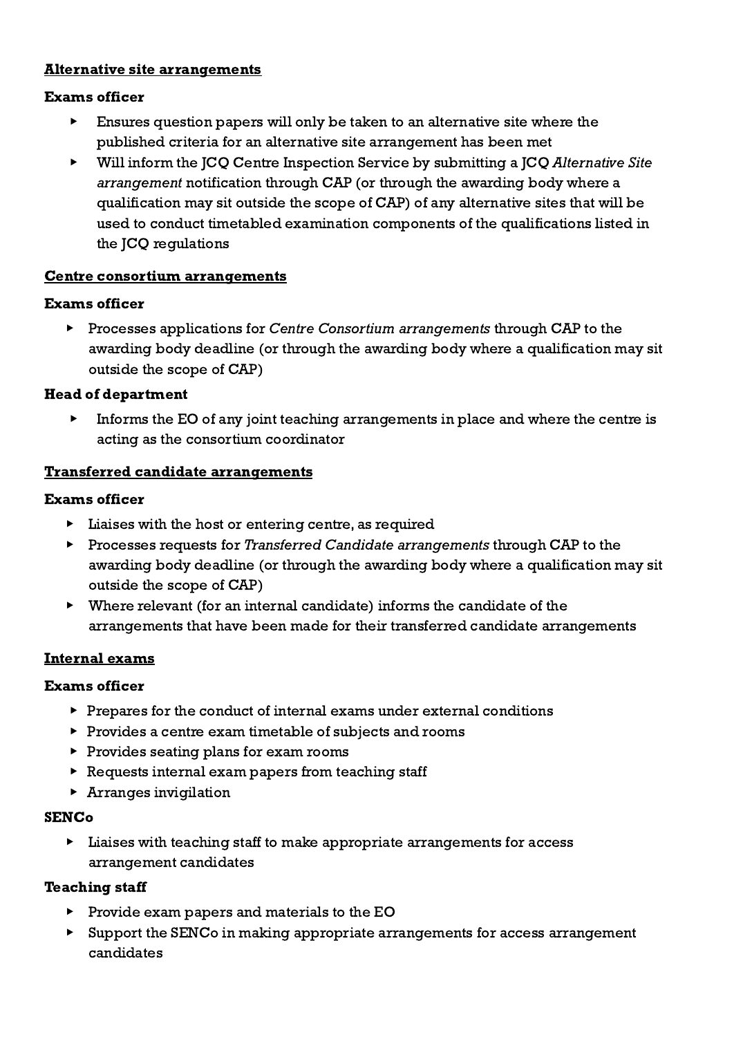**<u>Alternative site arrangements</u>**

**Exams officer**

- Ensures question papers will only be taken to an alternative site where the published criteria for an alternative site arrangement has been met
- Will inform the JCQ Centre Inspection Service by submitting a JCQ *Alternative Site arrangement* notification through CAP (or through the awarding body where a qualification may sit outside the scope of CAP) of any alternative sites that will be used to conduct timetabled examination components of the qualifications listed in the JCQ regulations

**<u>Centre consortium arrangements</u>**

**Exams officer**

- Processes applications for *Centre Consortium arrangements* through CAP to the awarding body deadline (or through the awarding body where a qualification may sit outside the scope of CAP)

**Head of department**

- Informs the EO of any joint teaching arrangements in place and where the centre is acting as the consortium coordinator

**<u>Transferred candidate arrangements</u>**

**Exams officer**

- Liaises with the host or entering centre, as required
- Processes requests for *Transferred Candidate arrangements* through CAP to the awarding body deadline (or through the awarding body where a qualification may sit outside the scope of CAP)
- Where relevant (for an internal candidate) informs the candidate of the arrangements that have been made for their transferred candidate arrangements

**<u>Internal exams</u>**

**Exams officer**

- Prepares for the conduct of internal exams under external conditions
- Provides a centre exam timetable of subjects and rooms
- Provides seating plans for exam rooms
- Requests internal exam papers from teaching staff
- Arranges invigilation

**SENCo**

- Liaises with teaching staff to make appropriate arrangements for access arrangement candidates

**Teaching staff**

- Provide exam papers and materials to the EO
- Support the SENCo in making appropriate arrangements for access arrangement candidates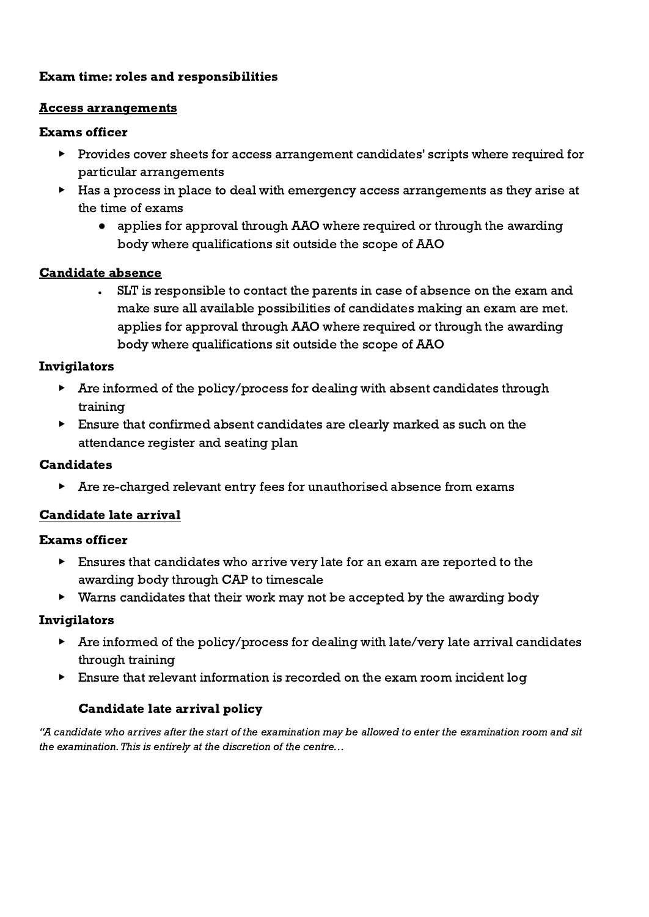**Exam time: roles and responsibilities**

**Access arrangements**

**Exams officer**

- Provides cover sheets for access arrangement candidates' scripts where required for particular arrangements
- Has a process in place to deal with emergency access arrangements as they arise at the time of exams
  - applies for approval through AAO where required or through the awarding body where qualifications sit outside the scope of AAO

**Candidate absence**

- SLT is responsible to contact the parents in case of absence on the exam and make sure all available possibilities of candidates making an exam are met. applies for approval through AAO where required or through the awarding body where qualifications sit outside the scope of AAO

**Invigilators**

- Are informed of the policy/process for dealing with absent candidates through training
- Ensure that confirmed absent candidates are clearly marked as such on the attendance register and seating plan

**Candidates**

- Are re-charged relevant entry fees for unauthorised absence from exams

**Candidate late arrival**

**Exams officer**

- Ensures that candidates who arrive very late for an exam are reported to the awarding body through CAP to timescale
- Warns candidates that their work may not be accepted by the awarding body

**Invigilators**

- Are informed of the policy/process for dealing with late/very late arrival candidates through training
- Ensure that relevant information is recorded on the exam room incident log

**Candidate late arrival policy**

*"A candidate who arrives after the start of the examination may be allowed to enter the examination room and sit the examination. This is entirely at the discretion of the centre…*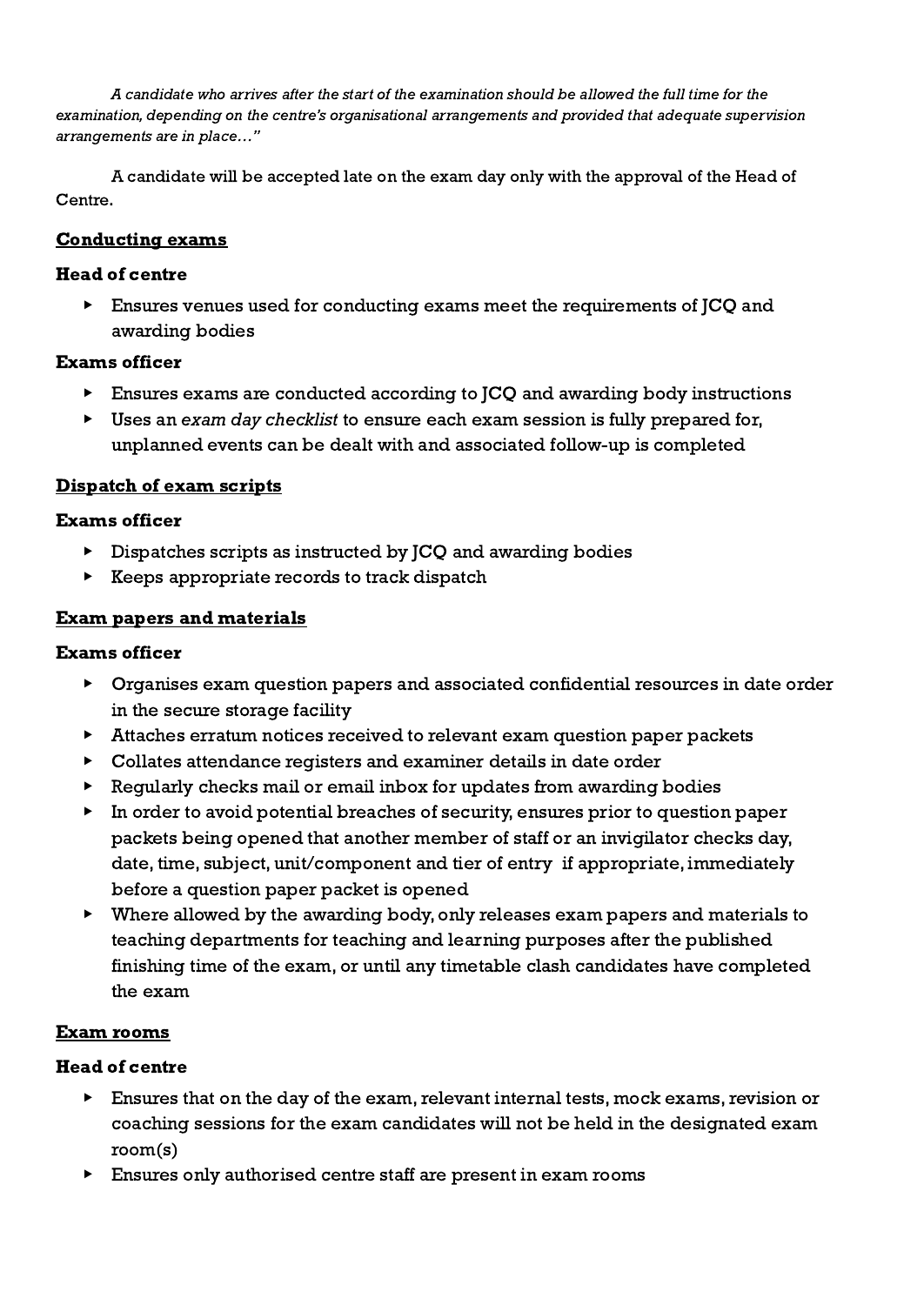*A candidate who arrives after the start of the examination should be allowed the full time for the examination, depending on the centre's organisational arrangements and provided that adequate supervision arrangements are in place…"*

A candidate will be accepted late on the exam day only with the approval of the Head of Centre.

**Conducting exams**

**Head of centre**

- Ensures venues used for conducting exams meet the requirements of JCQ and awarding bodies

**Exams officer**

- Ensures exams are conducted according to JCQ and awarding body instructions
- Uses an *exam day checklist* to ensure each exam session is fully prepared for, unplanned events can be dealt with and associated follow-up is completed

**Dispatch of exam scripts**

**Exams officer**

- Dispatches scripts as instructed by JCQ and awarding bodies
- Keeps appropriate records to track dispatch

**Exam papers and materials**

**Exams officer**

- Organises exam question papers and associated confidential resources in date order in the secure storage facility
- Attaches erratum notices received to relevant exam question paper packets
- Collates attendance registers and examiner details in date order
- Regularly checks mail or email inbox for updates from awarding bodies
- In order to avoid potential breaches of security, ensures prior to question paper packets being opened that another member of staff or an invigilator checks day, date, time, subject, unit/component and tier of entry if appropriate, immediately before a question paper packet is opened
- Where allowed by the awarding body, only releases exam papers and materials to teaching departments for teaching and learning purposes after the published finishing time of the exam, or until any timetable clash candidates have completed the exam

**Exam rooms**

**Head of centre**

- Ensures that on the day of the exam, relevant internal tests, mock exams, revision or coaching sessions for the exam candidates will not be held in the designated exam room(s)
- Ensures only authorised centre staff are present in exam rooms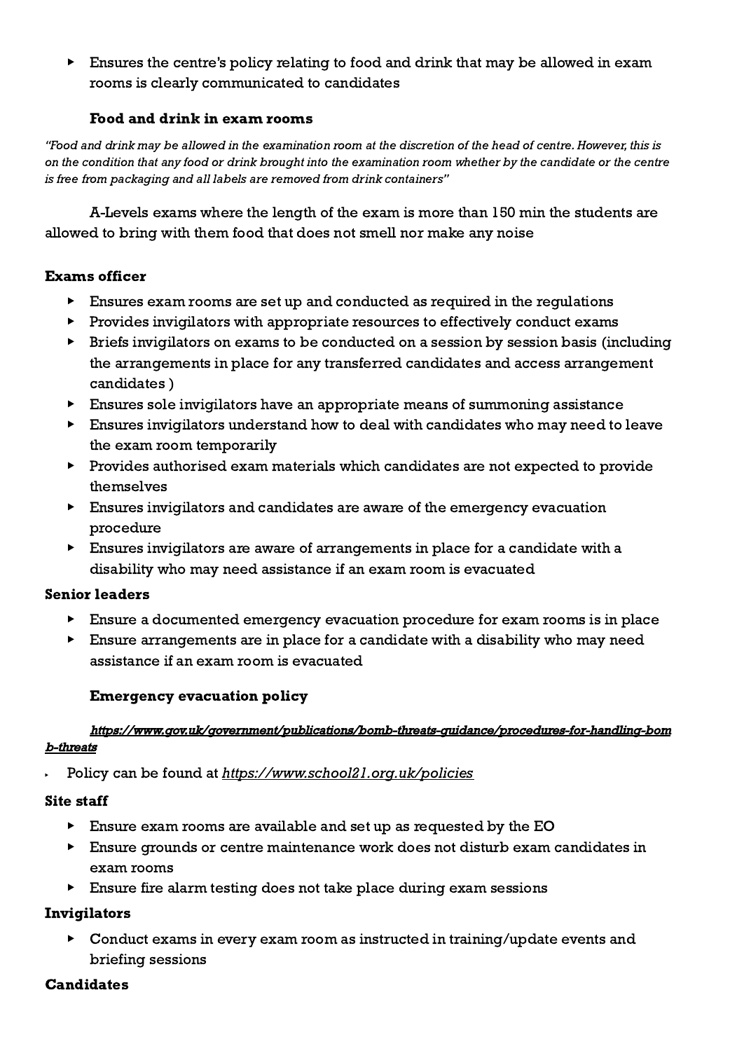- Ensures the centre's policy relating to food and drink that may be allowed in exam rooms is clearly communicated to candidates

**Food and drink in exam rooms**

*"Food and drink may be allowed in the examination room at the discretion of the head of centre. However, this is on the condition that any food or drink brought into the examination room whether by the candidate or the centre is free from packaging and all labels are removed from drink containers"*

A-Levels exams where the length of the exam is more than 150 min the students are allowed to bring with them food that does not smell nor make any noise

**Exams officer**

- Ensures exam rooms are set up and conducted as required in the regulations
- Provides invigilators with appropriate resources to effectively conduct exams
- Briefs invigilators on exams to be conducted on a session by session basis (including the arrangements in place for any transferred candidates and access arrangement candidates )
- Ensures sole invigilators have an appropriate means of summoning assistance
- Ensures invigilators understand how to deal with candidates who may need to leave the exam room temporarily
- Provides authorised exam materials which candidates are not expected to provide themselves
- Ensures invigilators and candidates are aware of the emergency evacuation procedure
- Ensures invigilators are aware of arrangements in place for a candidate with a disability who may need assistance if an exam room is evacuated

**Senior leaders**

- Ensure a documented emergency evacuation procedure for exam rooms is in place
- Ensure arrangements are in place for a candidate with a disability who may need assistance if an exam room is evacuated

**Emergency evacuation policy**

***https://www.gov.uk/government/publications/bomb-threats-guidance/procedures-for-handling-bomb-threats***

- Policy can be found at *https://www.school21.org.uk/policies*

**Site staff**

- Ensure exam rooms are available and set up as requested by the EO
- Ensure grounds or centre maintenance work does not disturb exam candidates in exam rooms
- Ensure fire alarm testing does not take place during exam sessions

**Invigilators**

- Conduct exams in every exam room as instructed in training/update events and briefing sessions

**Candidates**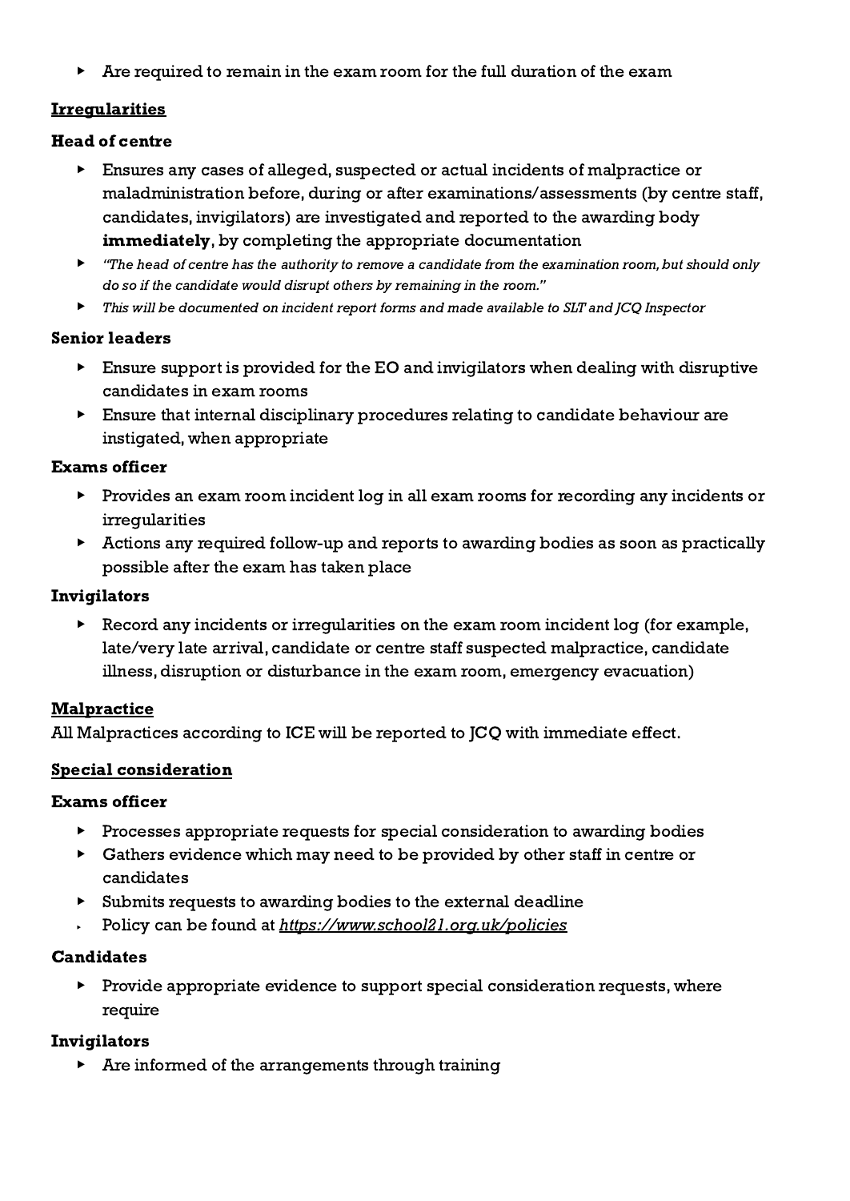- Are required to remain in the exam room for the full duration of the exam

## Irregularities

### Head of centre

- Ensures any cases of alleged, suspected or actual incidents of malpractice or maladministration before, during or after examinations/assessments (by centre staff, candidates, invigilators) are investigated and reported to the awarding body **immediately**, by completing the appropriate documentation
- *"The head of centre has the authority to remove a candidate from the examination room, but should only do so if the candidate would disrupt others by remaining in the room."*
- *This will be documented on incident report forms and made available to SLT and JCQ Inspector*

### Senior leaders

- Ensure support is provided for the EO and invigilators when dealing with disruptive candidates in exam rooms
- Ensure that internal disciplinary procedures relating to candidate behaviour are instigated, when appropriate

### Exams officer

- Provides an exam room incident log in all exam rooms for recording any incidents or irregularities
- Actions any required follow-up and reports to awarding bodies as soon as practically possible after the exam has taken place

### Invigilators

- Record any incidents or irregularities on the exam room incident log (for example, late/very late arrival, candidate or centre staff suspected malpractice, candidate illness, disruption or disturbance in the exam room, emergency evacuation)

## Malpractice

All Malpractices according to ICE will be reported to JCQ with immediate effect.

## Special consideration

### Exams officer

- Processes appropriate requests for special consideration to awarding bodies
- Gathers evidence which may need to be provided by other staff in centre or candidates
- Submits requests to awarding bodies to the external deadline
- Policy can be found at *https://www.school21.org.uk/policies*

### Candidates

- Provide appropriate evidence to support special consideration requests, where require

### Invigilators

- Are informed of the arrangements through training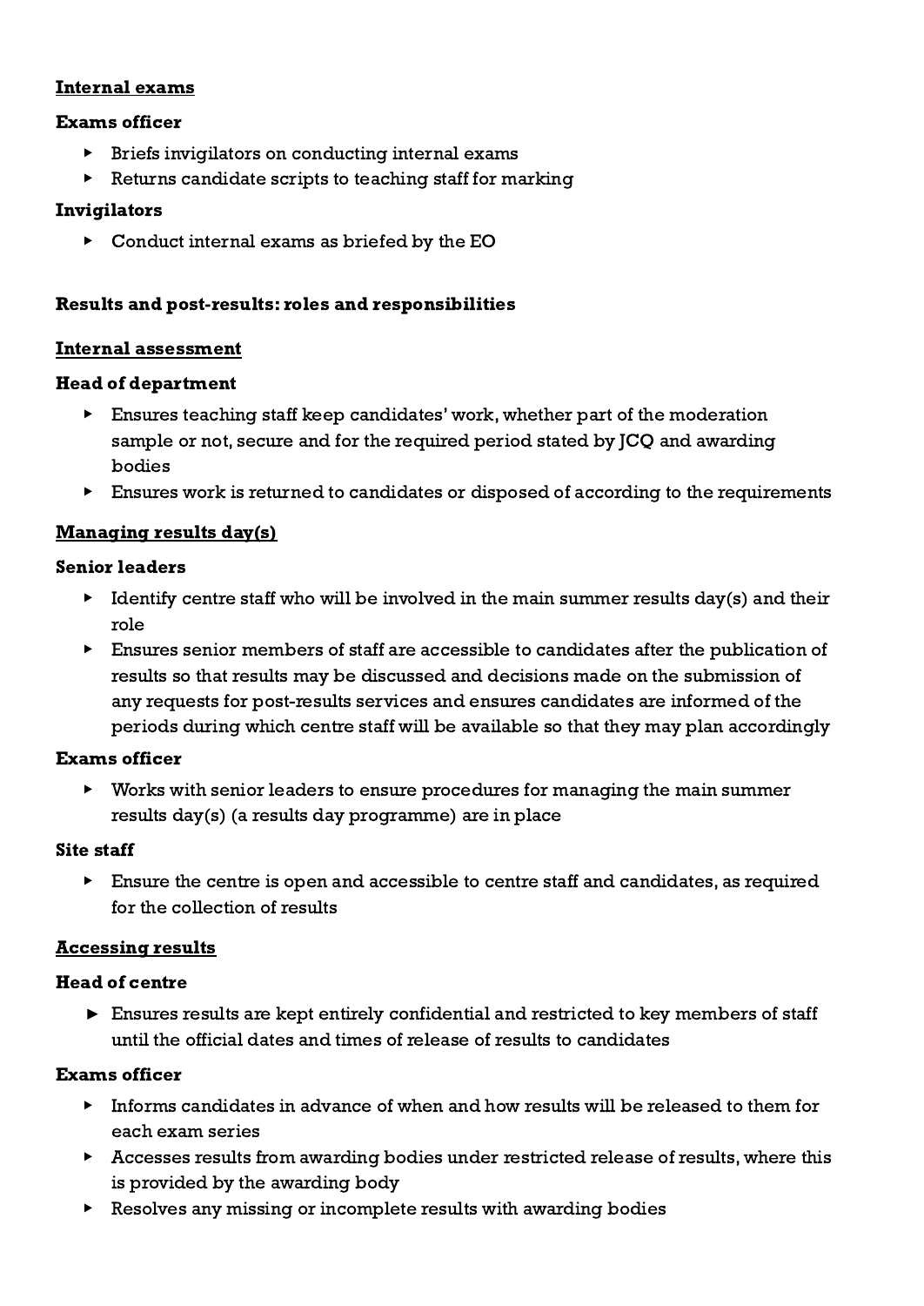<u>**Internal exams**</u>

**Exams officer**

- Briefs invigilators on conducting internal exams
- Returns candidate scripts to teaching staff for marking

**Invigilators**

- Conduct internal exams as briefed by the EO

**Results and post-results: roles and responsibilities**

<u>**Internal assessment**</u>

**Head of department**

- Ensures teaching staff keep candidates' work, whether part of the moderation sample or not, secure and for the required period stated by JCQ and awarding bodies
- Ensures work is returned to candidates or disposed of according to the requirements

<u>**Managing results day(s)**</u>

**Senior leaders**

- Identify centre staff who will be involved in the main summer results day(s) and their role
- Ensures senior members of staff are accessible to candidates after the publication of results so that results may be discussed and decisions made on the submission of any requests for post-results services and ensures candidates are informed of the periods during which centre staff will be available so that they may plan accordingly

**Exams officer**

- Works with senior leaders to ensure procedures for managing the main summer results day(s) (a results day programme) are in place

**Site staff**

- Ensure the centre is open and accessible to centre staff and candidates, as required for the collection of results

<u>**Accessing results**</u>

**Head of centre**

- Ensures results are kept entirely confidential and restricted to key members of staff until the official dates and times of release of results to candidates

**Exams officer**

- Informs candidates in advance of when and how results will be released to them for each exam series
- Accesses results from awarding bodies under restricted release of results, where this is provided by the awarding body
- Resolves any missing or incomplete results with awarding bodies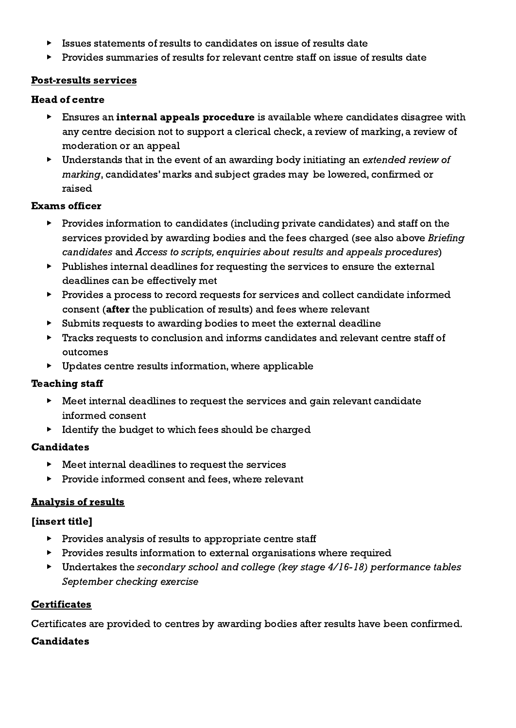- Issues statements of results to candidates on issue of results date
- Provides summaries of results for relevant centre staff on issue of results date

## Post-results services

### Head of centre

- Ensures an **internal appeals procedure** is available where candidates disagree with any centre decision not to support a clerical check, a review of marking, a review of moderation or an appeal
- Understands that in the event of an awarding body initiating an *extended review of marking*, candidates' marks and subject grades may be lowered, confirmed or raised

### Exams officer

- Provides information to candidates (including private candidates) and staff on the services provided by awarding bodies and the fees charged (see also above *Briefing candidates* and *Access to scripts, enquiries about results and appeals procedures*)
- Publishes internal deadlines for requesting the services to ensure the external deadlines can be effectively met
- Provides a process to record requests for services and collect candidate informed consent (**after** the publication of results) and fees where relevant
- Submits requests to awarding bodies to meet the external deadline
- Tracks requests to conclusion and informs candidates and relevant centre staff of outcomes
- Updates centre results information, where applicable

### Teaching staff

- Meet internal deadlines to request the services and gain relevant candidate informed consent
- Identify the budget to which fees should be charged

### Candidates

- Meet internal deadlines to request the services
- Provide informed consent and fees, where relevant

## Analysis of results

### [insert title]

- Provides analysis of results to appropriate centre staff
- Provides results information to external organisations where required
- Undertakes the *secondary school and college (key stage 4/16-18) performance tables September checking exercise*

## Certificates

Certificates are provided to centres by awarding bodies after results have been confirmed.

### Candidates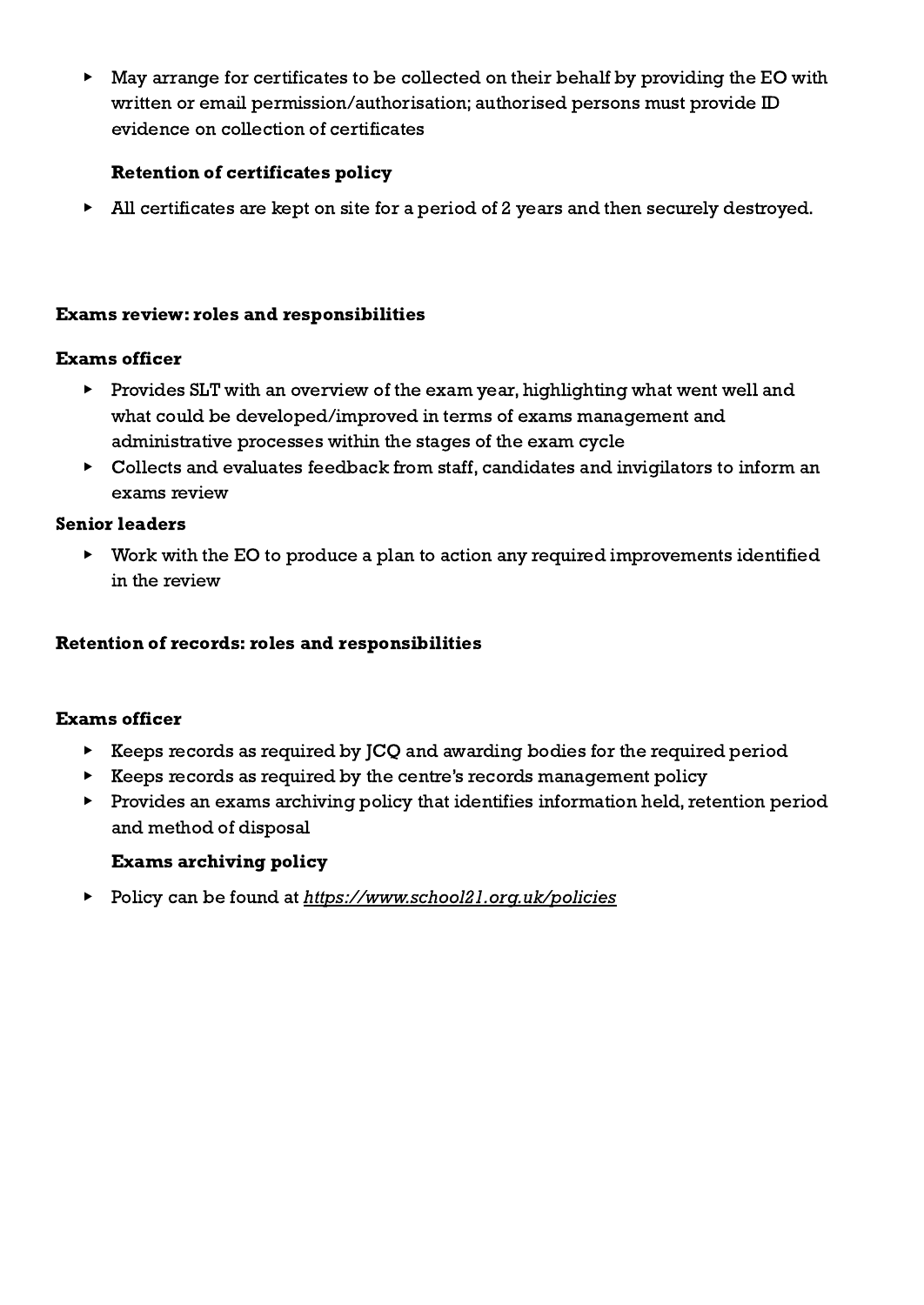- May arrange for certificates to be collected on their behalf by providing the EO with written or email permission/authorisation; authorised persons must provide ID evidence on collection of certificates

**Retention of certificates policy**

- All certificates are kept on site for a period of 2 years and then securely destroyed.

**Exams review: roles and responsibilities**

**Exams officer**

- Provides SLT with an overview of the exam year, highlighting what went well and what could be developed/improved in terms of exams management and administrative processes within the stages of the exam cycle
- Collects and evaluates feedback from staff, candidates and invigilators to inform an exams review

**Senior leaders**

- Work with the EO to produce a plan to action any required improvements identified in the review

**Retention of records: roles and responsibilities**

**Exams officer**

- Keeps records as required by JCQ and awarding bodies for the required period
- Keeps records as required by the centre's records management policy
- Provides an exams archiving policy that identifies information held, retention period and method of disposal

**Exams archiving policy**

- Policy can be found at *https://www.school21.org.uk/policies*